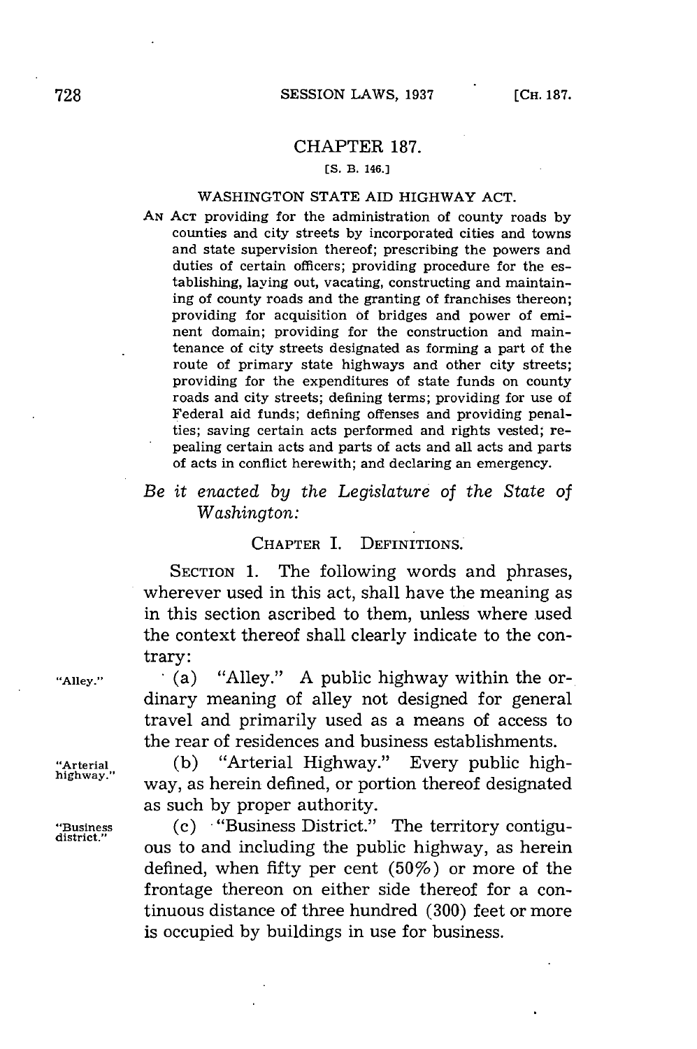## CHAPTER 187.

[S. B. 146.]

### WASHINGTON STATE AID HIGHWAY ACT.

AN ACT providing for the administration of county roads by counties and city streets by incorporated cities and towns and state supervision thereof; prescribing the powers and duties of certain officers; providing procedure for the establishing, laying out, vacating, constructing and maintaining of county roads and the granting of franchises thereon; providing for acquisition of bridges and power of eminent domain; providing for the construction and maintenance of city streets designated as forming a part of the route of primary state highways and other city streets; providing for the expenditures of state funds on county roads and city streets; defining terms; providing for use of Federal aid funds; defining offenses and providing penalties; saving certain acts performed and rights vested; repealing certain acts and parts of acts and all acts and parts of acts in conflict herewith; and declaring an emergency.

*Be it enacted by the Legislature of the State of Washington:*

### CHAPTER I. DEFINITIONS.

SECTION 1. The following words and phrases, wherever used in this act, shall have the meaning as in this section ascribed to them, unless where used the context thereof shall clearly indicate to the contrary:

"Alley." (a) "Alley." A public highway within the ordinary meaning of alley not designed for general travel and primarily used as a means of access to the rear of residences and business establishments.

"Arterial highway." (b) "Arterial Highway." Every public highway, as herein defined, or portion thereof designated as such by proper authority.

"Business district." (c) "Business District." The territory contiguous to and including the public highway, as herein defined, when fifty per cent (50%) or more of the frontage thereon on either side thereof for a continuous distance of three hundred (300) feet or more is occupied by buildings in use for business.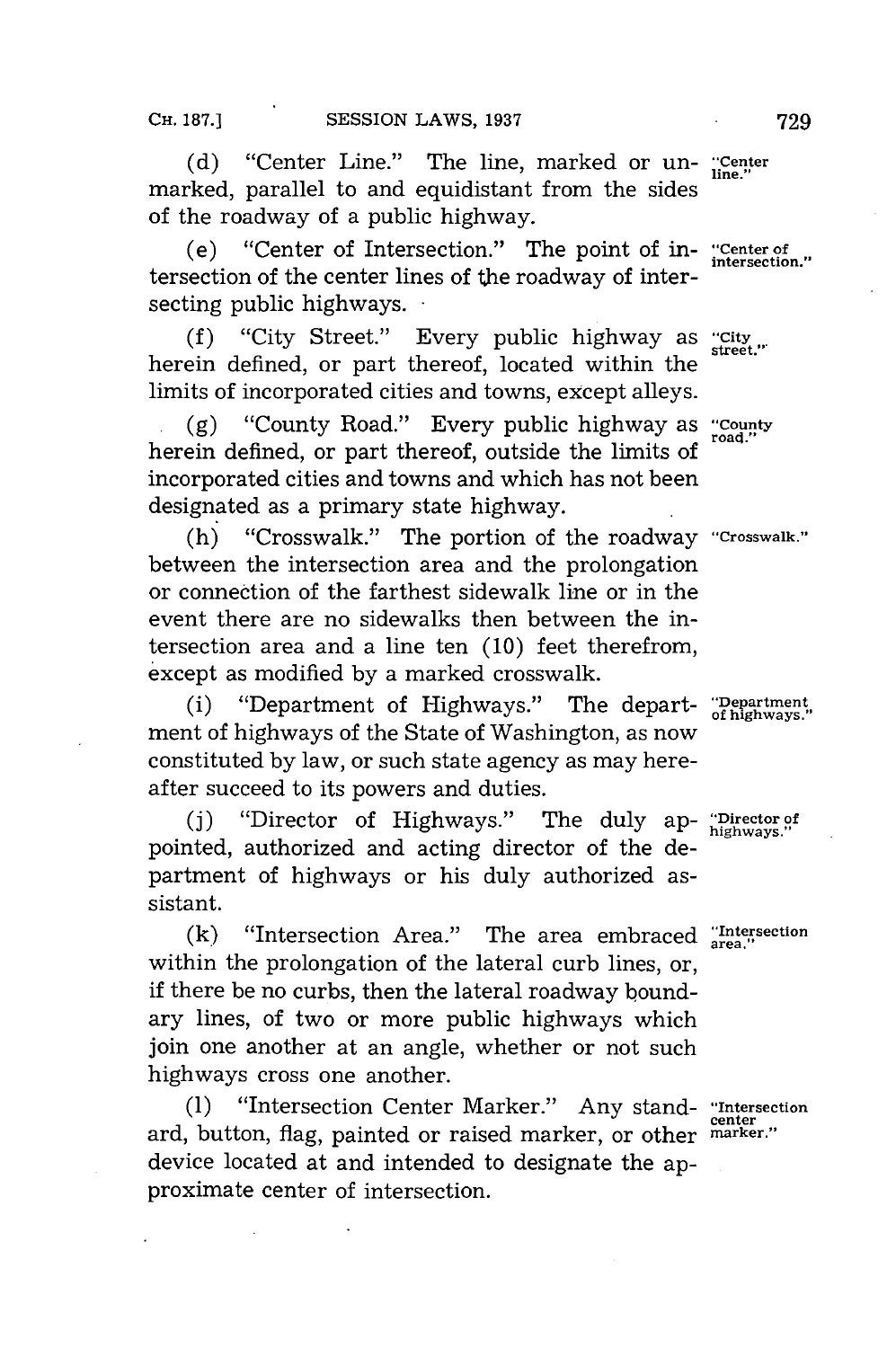(d) "Center Line." The line, marked or unmarked, parallel to and equidistant from the sides of the roadway of a public highway.

"Center line."

(e) "Center of Intersection." The point of intersection of the center lines of the roadway of intersecting public highways.

"Center of intersection."

(f) "City Street." Every public highway as herein defined, or part thereof, located within the limits of incorporated cities and towns, except alleys.

"City street."

(g) "County Road." Every public highway as herein defined, or part thereof, outside the limits of incorporated cities and towns and which has not been designated as a primary state highway.

"County road."

(h) "Crosswalk." The portion of the roadway between the intersection area and the prolongation or connection of the farthest sidewalk line or in the event there are no sidewalks then between the intersection area and a line ten (10) feet therefrom, except as modified by a marked crosswalk.

"Crosswalk."

(i) "Department of Highways." The department of highways of the State of Washington, as now constituted by law, or such state agency as may hereafter succeed to its powers and duties.

"Department of highways."

(j) "Director of Highways." The duly appointed, authorized and acting director of the department of highways or his duly authorized assistant.

"Director of highways."

(k) "Intersection Area." The area embraced within the prolongation of the lateral curb lines, or, if there be no curbs, then the lateral roadway boundary lines, of two or more public highways which join one another at an angle, whether or not such highways cross one another.

"Intersection area."

(l) "Intersection Center Marker." Any standard, button, flag, painted or raised marker, or other device located at and intended to designate the approximate center of intersection.

"Intersection center marker."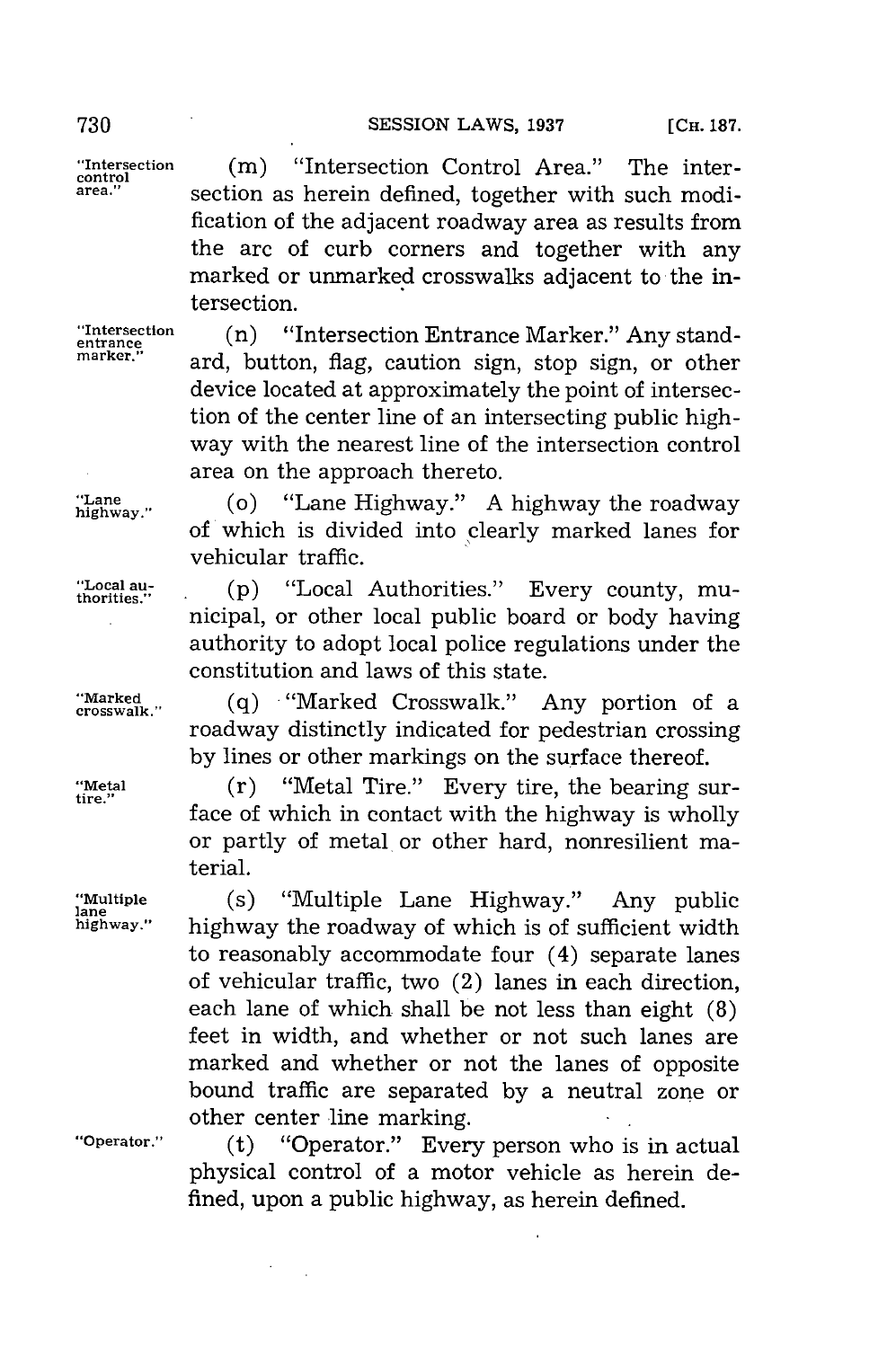(m) "Intersection Control Area." The intersection as herein defined, together with such modification of the adjacent roadway area as results from the arc of curb corners and together with any marked or unmarked crosswalks adjacent to the intersection.

(n) "Intersection Entrance Marker." Any standard, button, flag, caution sign, stop sign, or other device located at approximately the point of intersection of the center line of an intersecting public highway with the nearest line of the intersection control area on the approach thereto.

(o) "Lane Highway." A highway the roadway of which is divided into clearly marked lanes for vehicular traffic.

(p) "Local Authorities." Every county, municipal, or other local public board or body having authority to adopt local police regulations under the constitution and laws of this state.

(q) "Marked Crosswalk." Any portion of a roadway distinctly indicated for pedestrian crossing by lines or other markings on the surface thereof.

(r) "Metal Tire." Every tire, the bearing surface of which in contact with the highway is wholly or partly of metal or other hard, nonresilient material.

(s) "Multiple Lane Highway." Any public highway the roadway of which is of sufficient width to reasonably accommodate four (4) separate lanes of vehicular traffic, two (2) lanes in each direction, each lane of which shall be not less than eight (8) feet in width, and whether or not such lanes are marked and whether or not the lanes of opposite bound traffic are separated by a neutral zone or other center line marking.

(t) "Operator." Every person who is in actual physical control of a motor vehicle as herein defined, upon a public highway, as herein defined.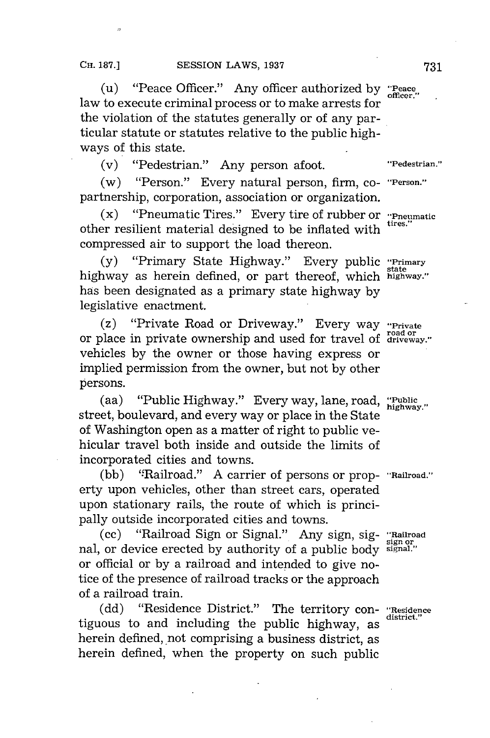(u) "Peace Officer." Any officer authorized by law to execute criminal process or to make arrests for the violation of the statutes generally or of any particular statute or statutes relative to the public highways of this state.

"Peace officer."

(v) "Pedestrian." Any person afoot.

"Pedestrian."

(w) "Person." Every natural person, firm, copartnership, corporation, association or organization.

"Person."

(x) "Pneumatic Tires." Every tire of rubber or other resilient material designed to be inflated with compressed air to support the load thereon.

"Pneumatic tires."

(y) "Primary State Highway." Every public highway as herein defined, or part thereof, which has been designated as a primary state highway by legislative enactment.

"Primary state highway."

(z) "Private Road or Driveway." Every way or place in private ownership and used for travel of vehicles by the owner or those having express or implied permission from the owner, but not by other persons.

"Private road or driveway."

(aa) "Public Highway." Every way, lane, road, street, boulevard, and every way or place in the State of Washington open as a matter of right to public vehicular travel both inside and outside the limits of incorporated cities and towns.

"Public highway."

(bb) "Railroad." A carrier of persons or property upon vehicles, other than street cars, operated upon stationary rails, the route of which is principally outside incorporated cities and towns.

"Railroad."

(cc) "Railroad Sign or Signal." Any sign, signal, or device erected by authority of a public body or official or by a railroad and intended to give notice of the presence of railroad tracks or the approach of a railroad train.

"Railroad sign or signal."

(dd) "Residence District." The territory contiguous to and including the public highway, as herein defined, not comprising a business district, as herein defined, when the property on such public

"Residence district."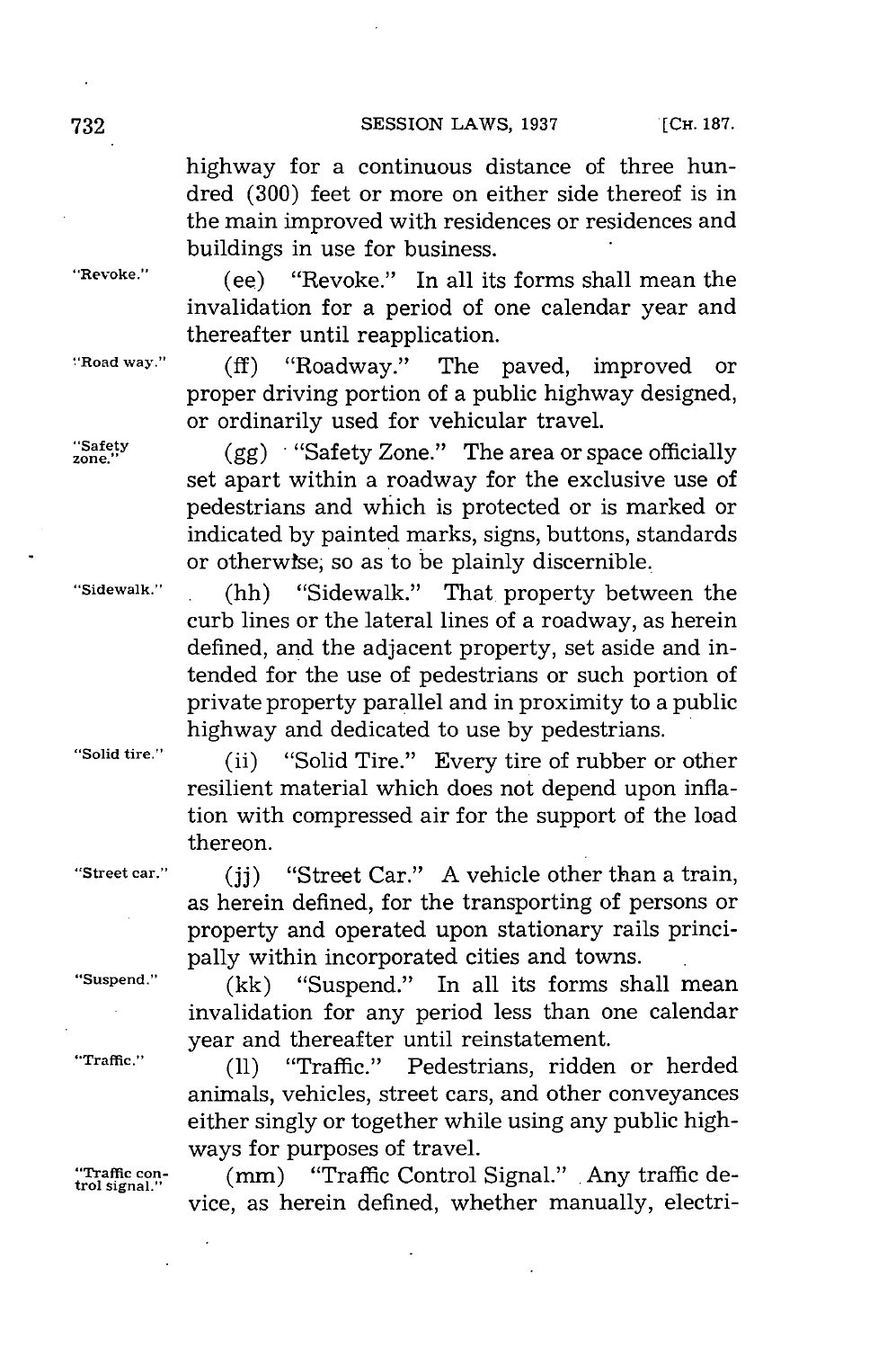highway for a continuous distance of three hundred (300) feet or more on either side thereof is in the main improved with residences or residences and buildings in use for business.

"Revoke." (ee) "Revoke." In all its forms shall mean the invalidation for a period of one calendar year and thereafter until reapplication.

"Road way." (ff) "Roadway." The paved, improved or proper driving portion of a public highway designed, or ordinarily used for vehicular travel.

"Safety zone." (gg) "Safety Zone." The area or space officially set apart within a roadway for the exclusive use of pedestrians and which is protected or is marked or indicated by painted marks, signs, buttons, standards or otherwise, so as to be plainly discernible.

"Sidewalk." (hh) "Sidewalk." That property between the curb lines or the lateral lines of a roadway, as herein defined, and the adjacent property, set aside and intended for the use of pedestrians or such portion of private property parallel and in proximity to a public highway and dedicated to use by pedestrians.

"Solid tire." (ii) "Solid Tire." Every tire of rubber or other resilient material which does not depend upon inflation with compressed air for the support of the load thereon.

"Street car." (jj) "Street Car." A vehicle other than a train, as herein defined, for the transporting of persons or property and operated upon stationary rails principally within incorporated cities and towns.

"Suspend." (kk) "Suspend." In all its forms shall mean invalidation for any period less than one calendar year and thereafter until reinstatement.

"Traffic." (ll) "Traffic." Pedestrians, ridden or herded animals, vehicles, street cars, and other conveyances either singly or together while using any public highways for purposes of travel.

"Traffic control signal." (mm) "Traffic Control Signal." Any traffic device, as herein defined, whether manually, electri-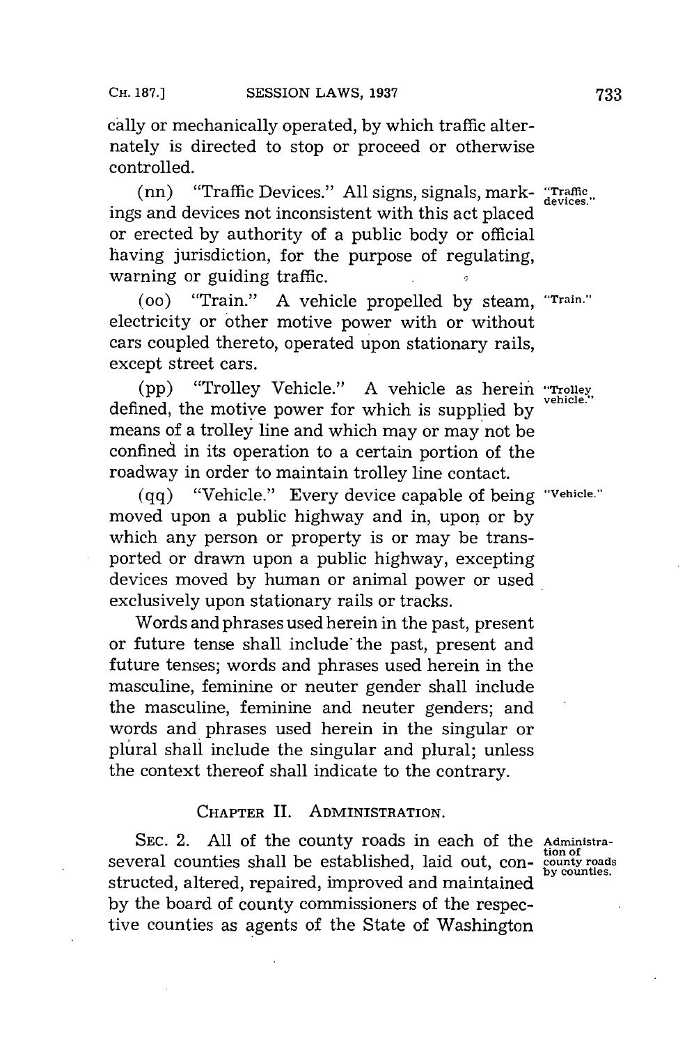cally or mechanically operated, by which traffic alternately is directed to stop or proceed or otherwise controlled.

(nn) "Traffic Devices." All signs, signals, markings and devices not inconsistent with this act placed or erected by authority of a public body or official having jurisdiction, for the purpose of regulating, warning or guiding traffic.

"Traffic devices."

(oo) "Train." A vehicle propelled by steam, electricity or other motive power with or without cars coupled thereto, operated upon stationary rails, except street cars.

"Train."

(pp) "Trolley Vehicle." A vehicle as herein defined, the motive power for which is supplied by means of a trolley line and which may or may not be confined in its operation to a certain portion of the roadway in order to maintain trolley line contact.

"Trolley vehicle."

(qq) "Vehicle." Every device capable of being moved upon a public highway and in, upon or by which any person or property is or may be transported or drawn upon a public highway, excepting devices moved by human or animal power or used exclusively upon stationary rails or tracks.

"Vehicle."

Words and phrases used herein in the past, present or future tense shall include the past, present and future tenses; words and phrases used herein in the masculine, feminine or neuter gender shall include the masculine, feminine and neuter genders; and words and phrases used herein in the singular or plural shall include the singular and plural; unless the context thereof shall indicate to the contrary.

## CHAPTER II. ADMINISTRATION.

SEC. 2. All of the county roads in each of the several counties shall be established, laid out, constructed, altered, repaired, improved and maintained by the board of county commissioners of the respective counties as agents of the State of Washington

Administration of county roads by counties.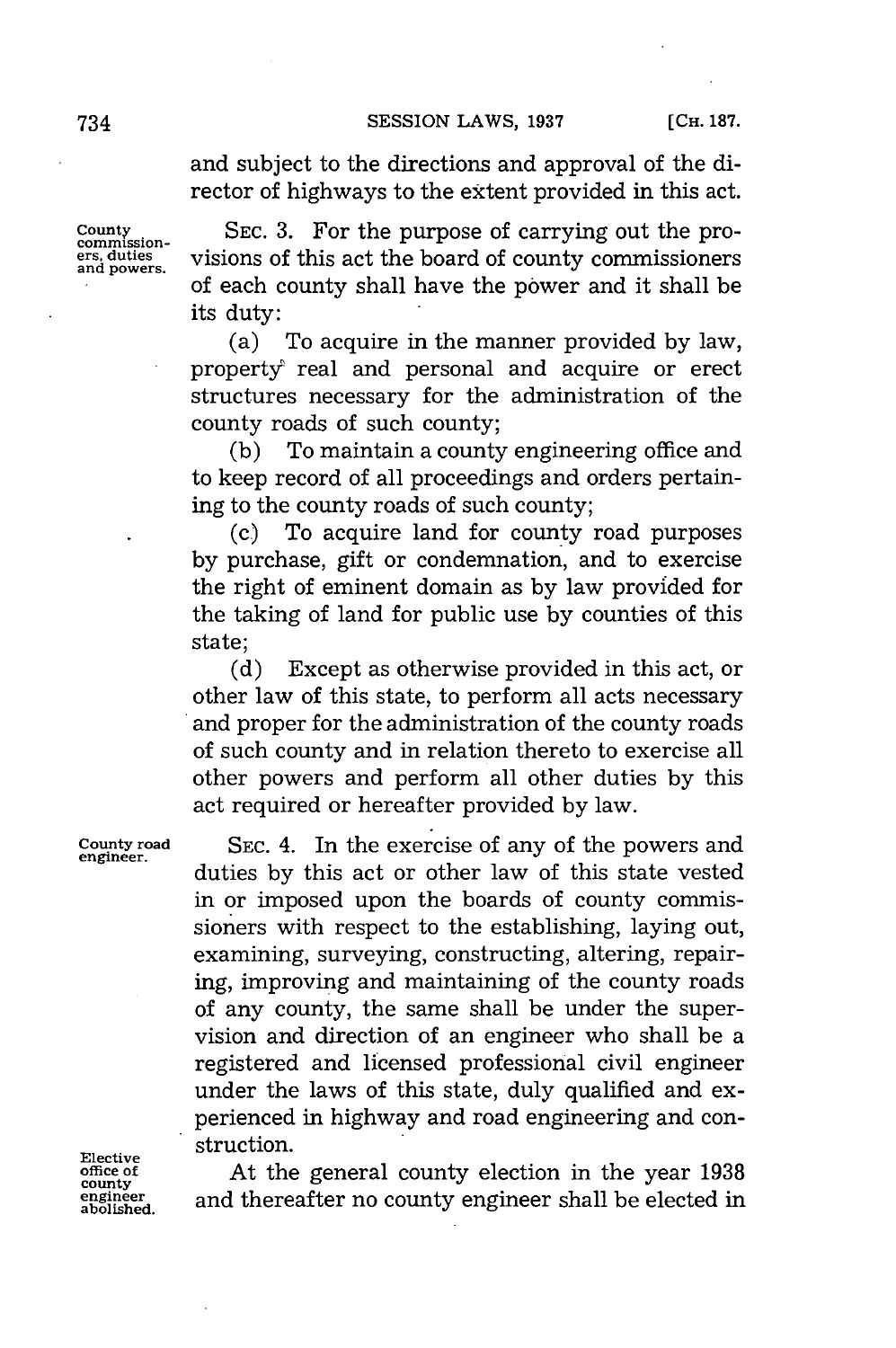and subject to the directions and approval of the director of highways to the extent provided in this act.

County commissioners, duties and powers.

SEC. 3. For the purpose of carrying out the provisions of this act the board of county commissioners of each county shall have the power and it shall be its duty:

(a) To acquire in the manner provided by law, property real and personal and acquire or erect structures necessary for the administration of the county roads of such county;

(b) To maintain a county engineering office and to keep record of all proceedings and orders pertaining to the county roads of such county;

(c) To acquire land for county road purposes by purchase, gift or condemnation, and to exercise the right of eminent domain as by law provided for the taking of land for public use by counties of this state;

(d) Except as otherwise provided in this act, or other law of this state, to perform all acts necessary and proper for the administration of the county roads of such county and in relation thereto to exercise all other powers and perform all other duties by this act required or hereafter provided by law.

County road engineer.

SEC. 4. In the exercise of any of the powers and duties by this act or other law of this state vested in or imposed upon the boards of county commissioners with respect to the establishing, laying out, examining, surveying, constructing, altering, repairing, improving and maintaining of the county roads of any county, the same shall be under the supervision and direction of an engineer who shall be a registered and licensed professional civil engineer under the laws of this state, duly qualified and experienced in highway and road engineering and construction.

Elective office of county engineer abolished.

At the general county election in the year 1938 and thereafter no county engineer shall be elected in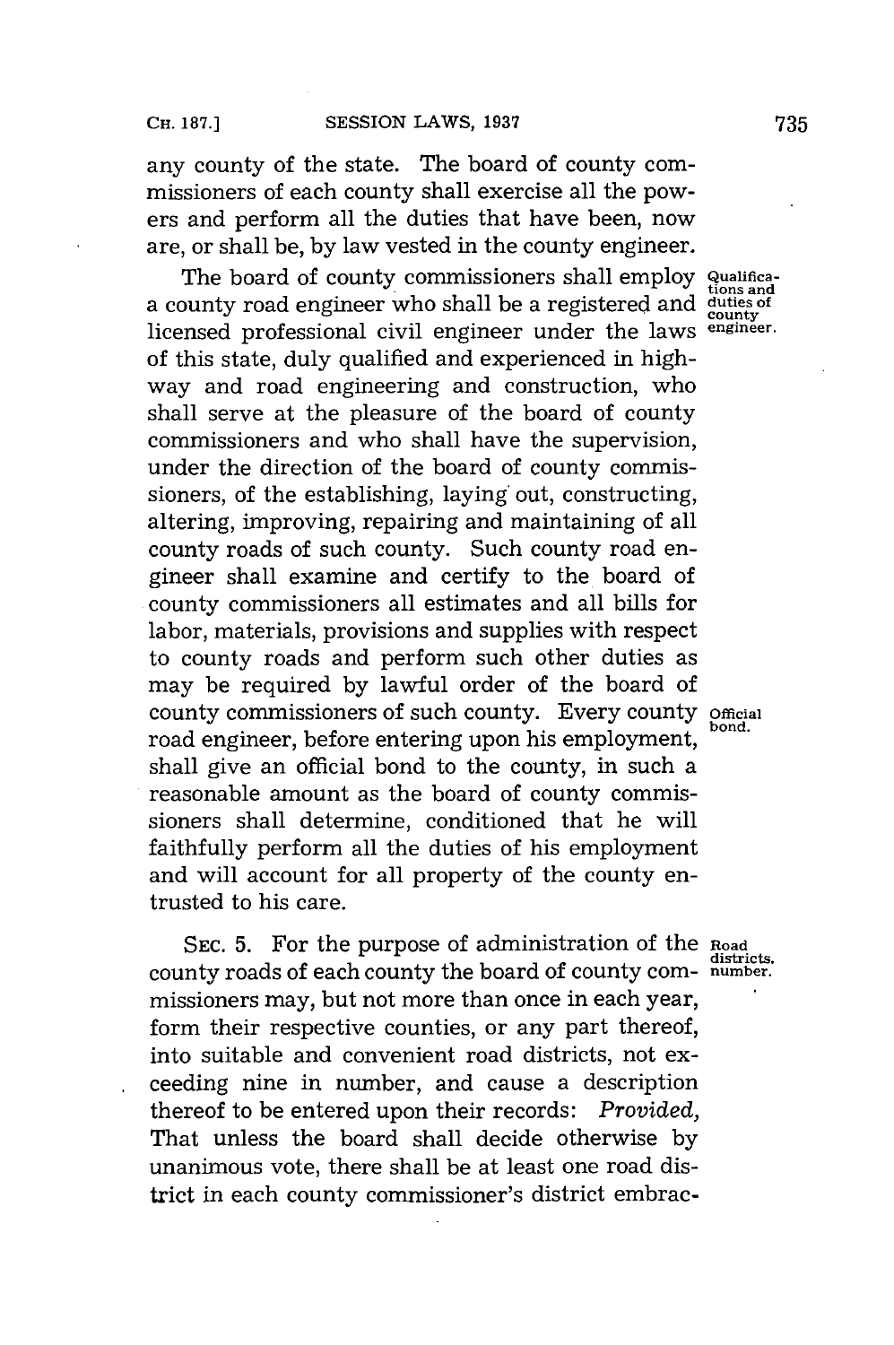any county of the state. The board of county commissioners of each county shall exercise all the powers and perform all the duties that have been, now are, or shall be, by law vested in the county engineer.

*Qualifications and duties of county engineer.* The board of county commissioners shall employ a county road engineer who shall be a registered and licensed professional civil engineer under the laws of this state, duly qualified and experienced in highway and road engineering and construction, who shall serve at the pleasure of the board of county commissioners and who shall have the supervision, under the direction of the board of county commissioners, of the establishing, laying out, constructing, altering, improving, repairing and maintaining of all county roads of such county. Such county road engineer shall examine and certify to the board of county commissioners all estimates and all bills for labor, materials, provisions and supplies with respect to county roads and perform such other duties as may be required by lawful order of the board of county commissioners of such county. *Official bond.* Every county road engineer, before entering upon his employment, shall give an official bond to the county, in such a reasonable amount as the board of county commissioners shall determine, conditioned that he will faithfully perform all the duties of his employment and will account for all property of the county entrusted to his care.

*Road districts, number.* SEC. 5. For the purpose of administration of the county roads of each county the board of county commissioners may, but not more than once in each year, form their respective counties, or any part thereof, into suitable and convenient road districts, not exceeding nine in number, and cause a description thereof to be entered upon their records: *Provided,* That unless the board shall decide otherwise by unanimous vote, there shall be at least one road district in each county commissioner's district embrac-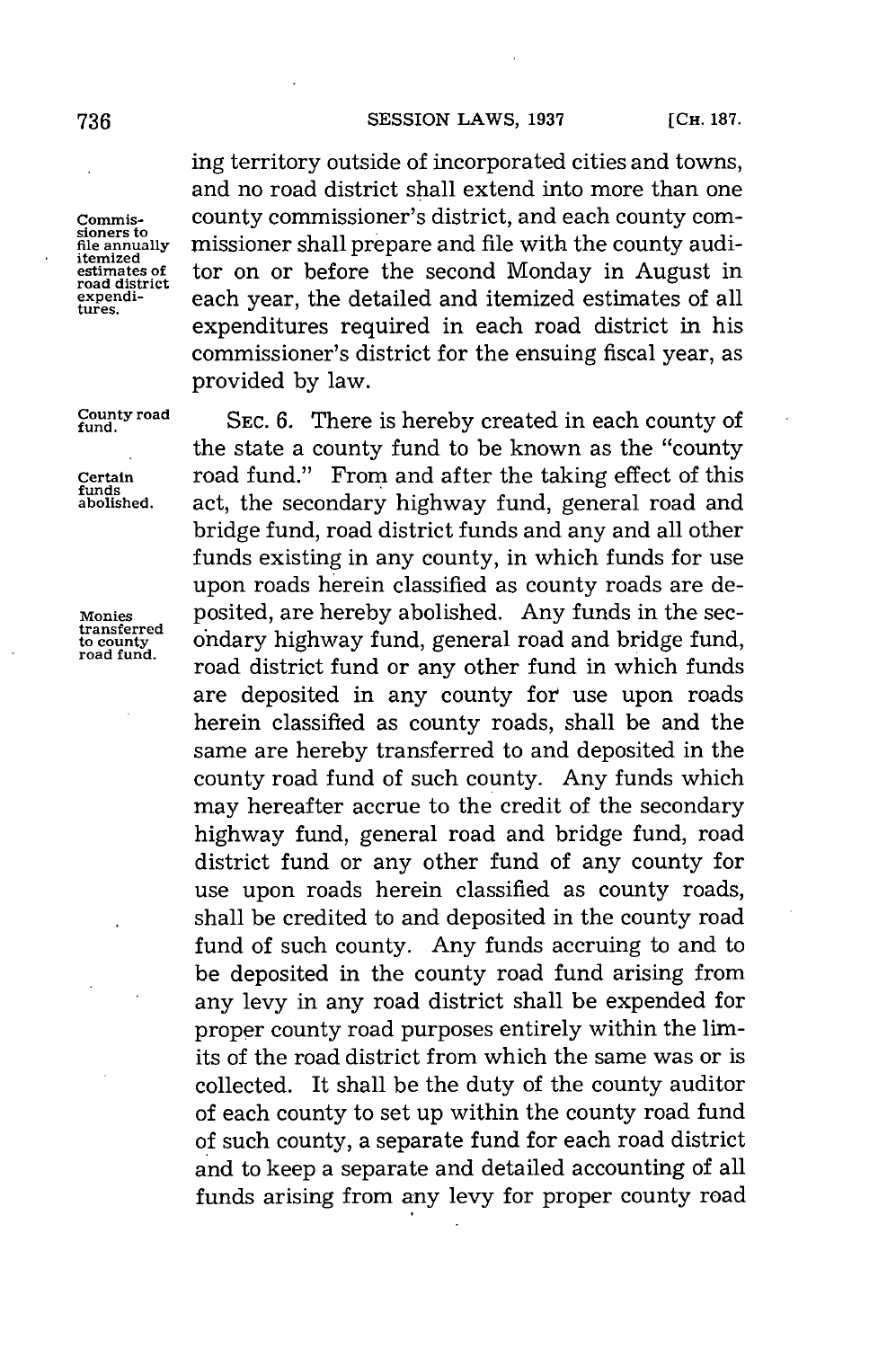ing territory outside of incorporated cities and towns, and no road district shall extend into more than one county commissioner's district, and each county commissioner shall prepare and file with the county auditor on or before the second Monday in August in each year, the detailed and itemized estimates of all expenditures required in each road district in his commissioner's district for the ensuing fiscal year, as provided by law.

Commissioners to file annually itemized estimates of road district expenditures.

County road fund.

SEC. 6. There is hereby created in each county of the state a county fund to be known as the "county road fund." From and after the taking effect of this act, the secondary highway fund, general road and bridge fund, road district funds and any and all other funds existing in any county, in which funds for use upon roads herein classified as county roads are deposited, are hereby abolished. Any funds in the secondary highway fund, general road and bridge fund, road district fund or any other fund in which funds are deposited in any county for use upon roads herein classified as county roads, shall be and the same are hereby transferred to and deposited in the county road fund of such county. Any funds which may hereafter accrue to the credit of the secondary highway fund, general road and bridge fund, road district fund or any other fund of any county for use upon roads herein classified as county roads, shall be credited to and deposited in the county road fund of such county. Any funds accruing to and to be deposited in the county road fund arising from any levy in any road district shall be expended for proper county road purposes entirely within the limits of the road district from which the same was or is collected. It shall be the duty of the county auditor of each county to set up within the county road fund of such county, a separate fund for each road district and to keep a separate and detailed accounting of all funds arising from any levy for proper county road

Certain funds abolished.

Monies transferred to county road fund.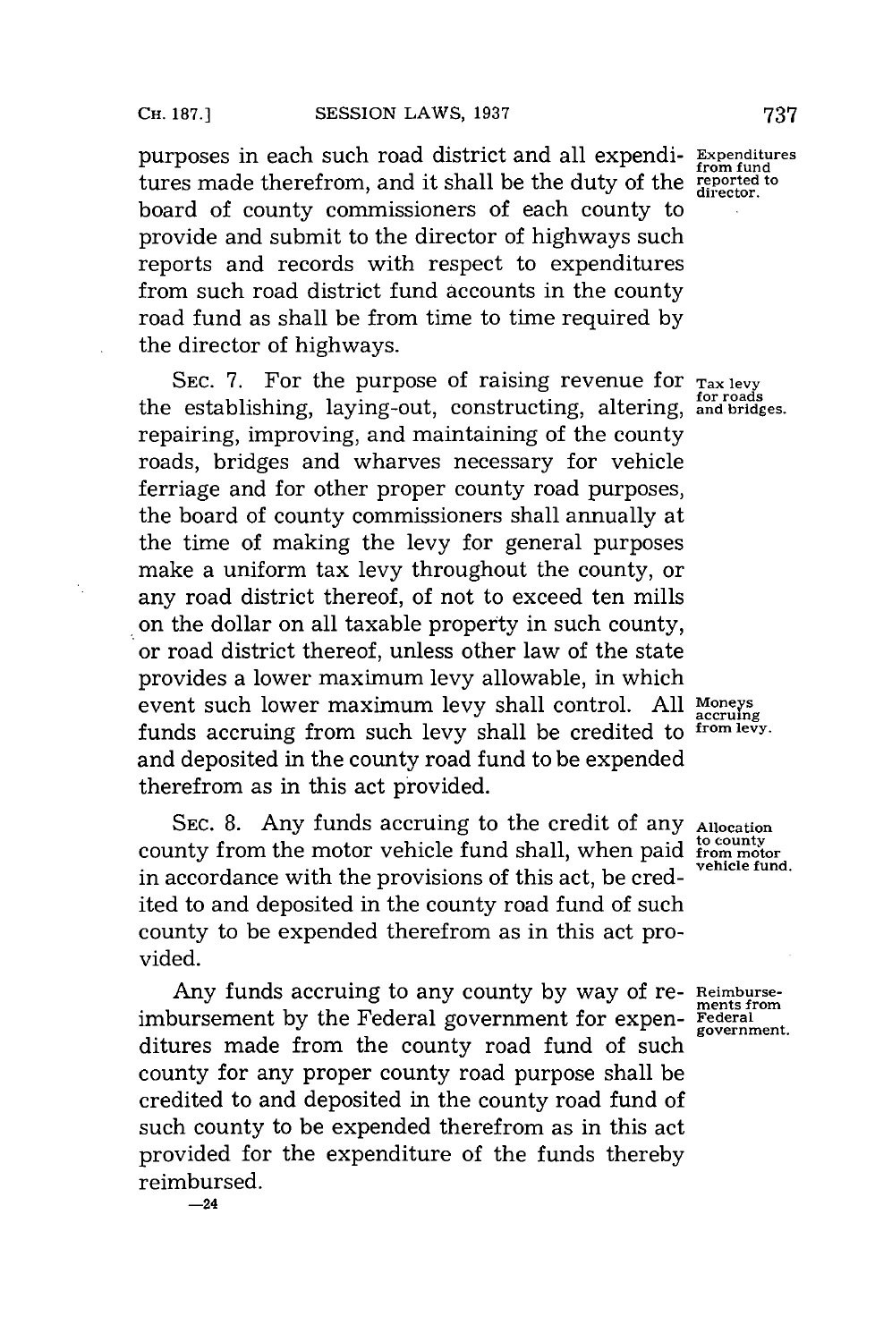purposes in each such road district and all expenditures made therefrom, and it shall be the duty of the board of county commissioners of each county to provide and submit to the director of highways such reports and records with respect to expenditures from such road district fund accounts in the county road fund as shall be from time to time required by the director of highways.

Expenditures from fund reported to director.

SEC. 7. For the purpose of raising revenue for the establishing, laying-out, constructing, altering, repairing, improving, and maintaining of the county roads, bridges and wharves necessary for vehicle ferriage and for other proper county road purposes, the board of county commissioners shall annually at the time of making the levy for general purposes make a uniform tax levy throughout the county, or any road district thereof, of not to exceed ten mills on the dollar on all taxable property in such county, or road district thereof, unless other law of the state provides a lower maximum levy allowable, in which event such lower maximum levy shall control. All funds accruing from such levy shall be credited to and deposited in the county road fund to be expended therefrom as in this act provided.

Tax levy for roads and bridges.

Moneys accruing from levy.

SEC. 8. Any funds accruing to the credit of any county from the motor vehicle fund shall, when paid in accordance with the provisions of this act, be credited to and deposited in the county road fund of such county to be expended therefrom as in this act provided.

Allocation to county from motor vehicle fund.

Any funds accruing to any county by way of reimbursement by the Federal government for expenditures made from the county road fund of such county for any proper county road purpose shall be credited to and deposited in the county road fund of such county to be expended therefrom as in this act provided for the expenditure of the funds thereby reimbursed.

Reimbursements from Federal government.

—24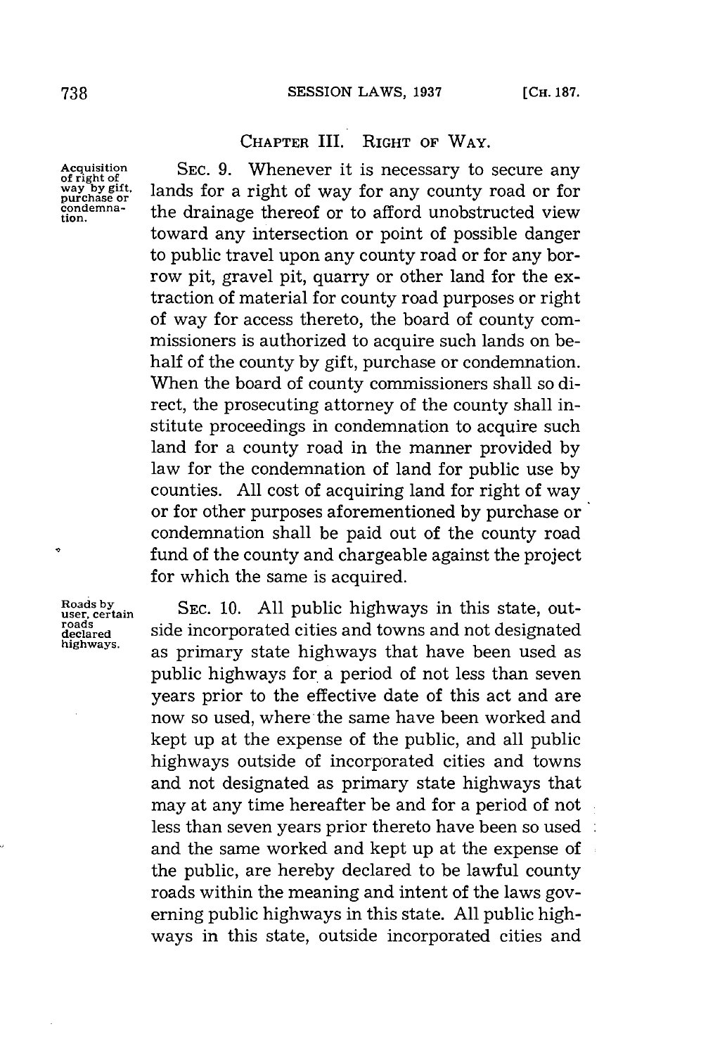## CHAPTER III. RIGHT OF WAY.

Acquisition of right of way by gift, purchase or condemnation.

SEC. 9. Whenever it is necessary to secure any lands for a right of way for any county road or for the drainage thereof or to afford unobstructed view toward any intersection or point of possible danger to public travel upon any county road or for any borrow pit, gravel pit, quarry or other land for the extraction of material for county road purposes or right of way for access thereto, the board of county commissioners is authorized to acquire such lands on behalf of the county by gift, purchase or condemnation. When the board of county commissioners shall so direct, the prosecuting attorney of the county shall institute proceedings in condemnation to acquire such land for a county road in the manner provided by law for the condemnation of land for public use by counties. All cost of acquiring land for right of way or for other purposes aforementioned by purchase or condemnation shall be paid out of the county road fund of the county and chargeable against the project for which the same is acquired.

Roads by user, certain roads declared highways.

SEC. 10. All public highways in this state, outside incorporated cities and towns and not designated as primary state highways that have been used as public highways for a period of not less than seven years prior to the effective date of this act and are now so used, where the same have been worked and kept up at the expense of the public, and all public highways outside of incorporated cities and towns and not designated as primary state highways that may at any time hereafter be and for a period of not less than seven years prior thereto have been so used and the same worked and kept up at the expense of the public, are hereby declared to be lawful county roads within the meaning and intent of the laws governing public highways in this state. All public highways in this state, outside incorporated cities and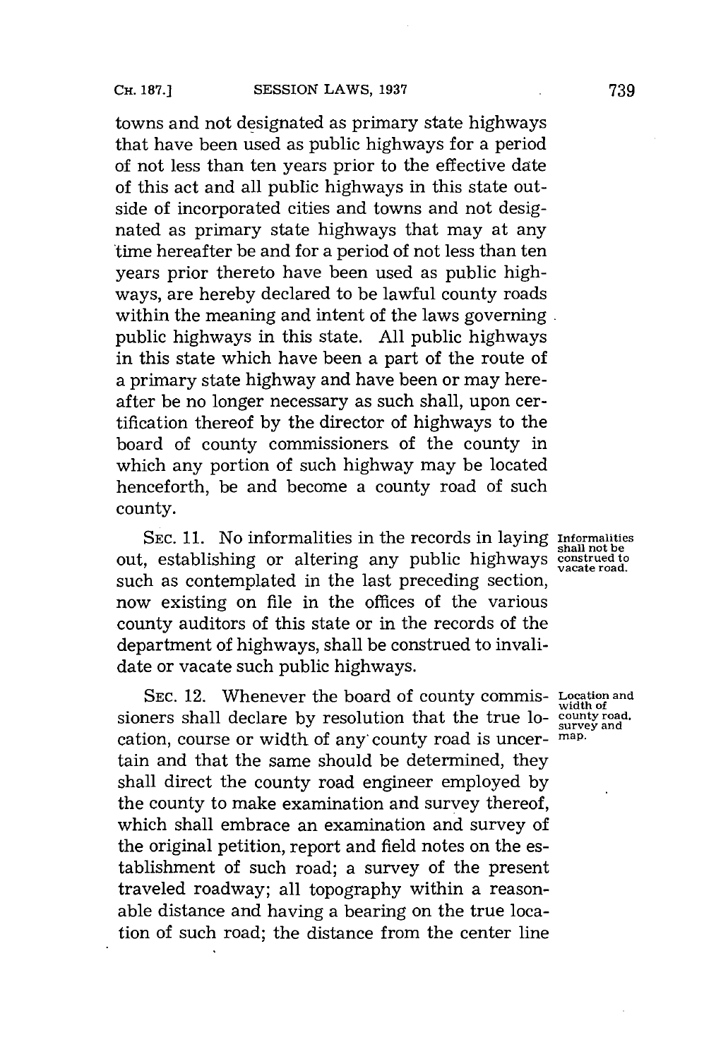towns and not designated as primary state highways that have been used as public highways for a period of not less than ten years prior to the effective date of this act and all public highways in this state outside of incorporated cities and towns and not designated as primary state highways that may at any time hereafter be and for a period of not less than ten years prior thereto have been used as public highways, are hereby declared to be lawful county roads within the meaning and intent of the laws governing public highways in this state. All public highways in this state which have been a part of the route of a primary state highway and have been or may hereafter be no longer necessary as such shall, upon certification thereof by the director of highways to the board of county commissioners of the county in which any portion of such highway may be located henceforth, be and become a county road of such county.

**Informalities shall not be construed to vacate road.**

SEC. 11. No informalities in the records in laying out, establishing or altering any public highways such as contemplated in the last preceding section, now existing on file in the offices of the various county auditors of this state or in the records of the department of highways, shall be construed to invalidate or vacate such public highways.

**Location and width of county road, survey and map.**

SEC. 12. Whenever the board of county commissioners shall declare by resolution that the true location, course or width of any county road is uncertain and that the same should be determined, they shall direct the county road engineer employed by the county to make examination and survey thereof, which shall embrace an examination and survey of the original petition, report and field notes on the establishment of such road; a survey of the present traveled roadway; all topography within a reasonable distance and having a bearing on the true location of such road; the distance from the center line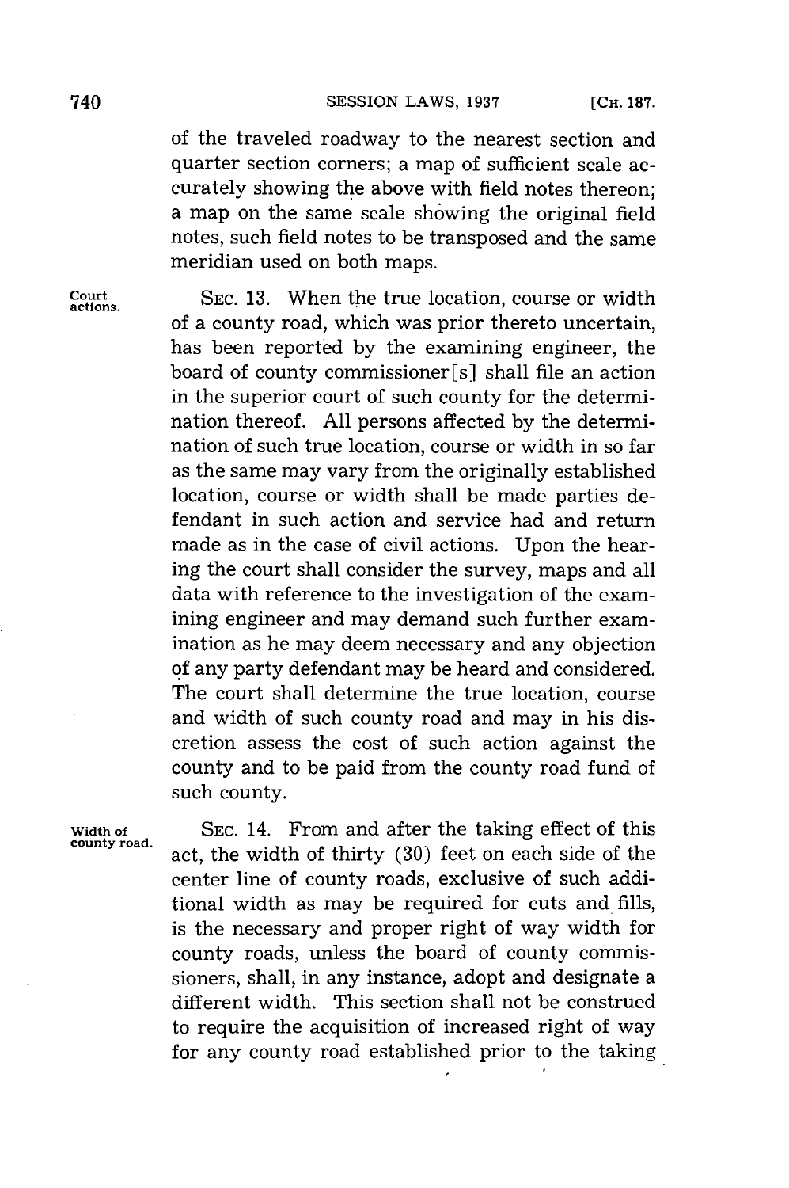of the traveled roadway to the nearest section and quarter section corners; a map of sufficient scale accurately showing the above with field notes thereon; a map on the same scale showing the original field notes, such field notes to be transposed and the same meridian used on both maps.

**Court actions.**

SEC. 13. When the true location, course or width of a county road, which was prior thereto uncertain, has been reported by the examining engineer, the board of county commissioner[s] shall file an action in the superior court of such county for the determination thereof. All persons affected by the determination of such true location, course or width in so far as the same may vary from the originally established location, course or width shall be made parties defendant in such action and service had and return made as in the case of civil actions. Upon the hearing the court shall consider the survey, maps and all data with reference to the investigation of the examining engineer and may demand such further examination as he may deem necessary and any objection of any party defendant may be heard and considered. The court shall determine the true location, course and width of such county road and may in his discretion assess the cost of such action against the county and to be paid from the county road fund of such county.

**Width of county road.**

SEC. 14. From and after the taking effect of this act, the width of thirty (30) feet on each side of the center line of county roads, exclusive of such additional width as may be required for cuts and fills, is the necessary and proper right of way width for county roads, unless the board of county commissioners, shall, in any instance, adopt and designate a different width. This section shall not be construed to require the acquisition of increased right of way for any county road established prior to the taking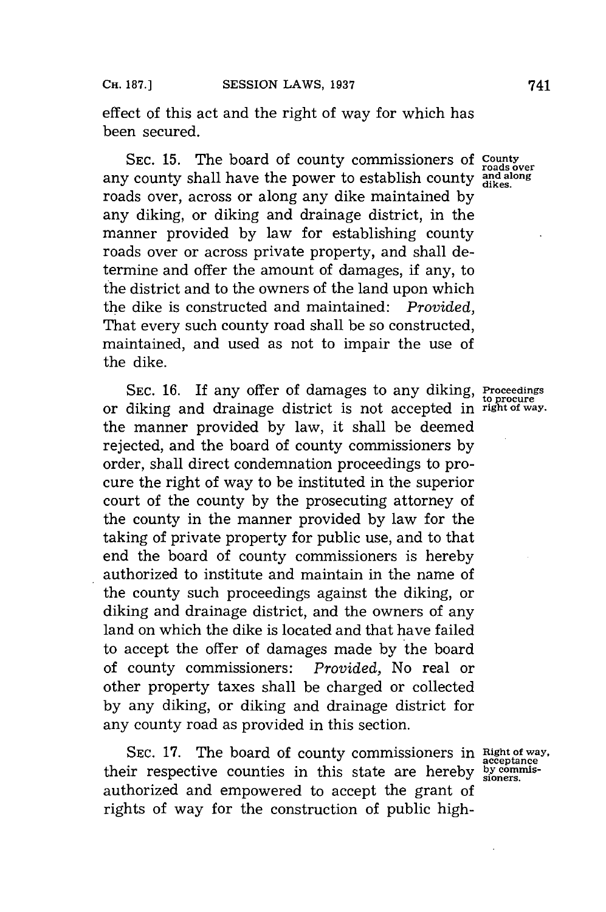effect of this act and the right of way for which has been secured.

SEC. 15. The board of county commissioners of any county shall have the power to establish county roads over, across or along any dike maintained by any diking, or diking and drainage district, in the manner provided by law for establishing county roads over or across private property, and shall determine and offer the amount of damages, if any, to the district and to the owners of the land upon which the dike is constructed and maintained: *Provided*, That every such county road shall be so constructed, maintained, and used as not to impair the use of the dike.

County roads over and along dikes.

SEC. 16. If any offer of damages to any diking, or diking and drainage district is not accepted in the manner provided by law, it shall be deemed rejected, and the board of county commissioners by order, shall direct condemnation proceedings to procure the right of way to be instituted in the superior court of the county by the prosecuting attorney of the county in the manner provided by law for the taking of private property for public use, and to that end the board of county commissioners is hereby authorized to institute and maintain in the name of the county such proceedings against the diking, or diking and drainage district, and the owners of any land on which the dike is located and that have failed to accept the offer of damages made by the board of county commissioners: *Provided*, No real or other property taxes shall be charged or collected by any diking, or diking and drainage district for any county road as provided in this section.

Proceedings to procure right of way.

SEC. 17. The board of county commissioners in their respective counties in this state are hereby authorized and empowered to accept the grant of rights of way for the construction of public high-

Right of way, acceptance by commissioners.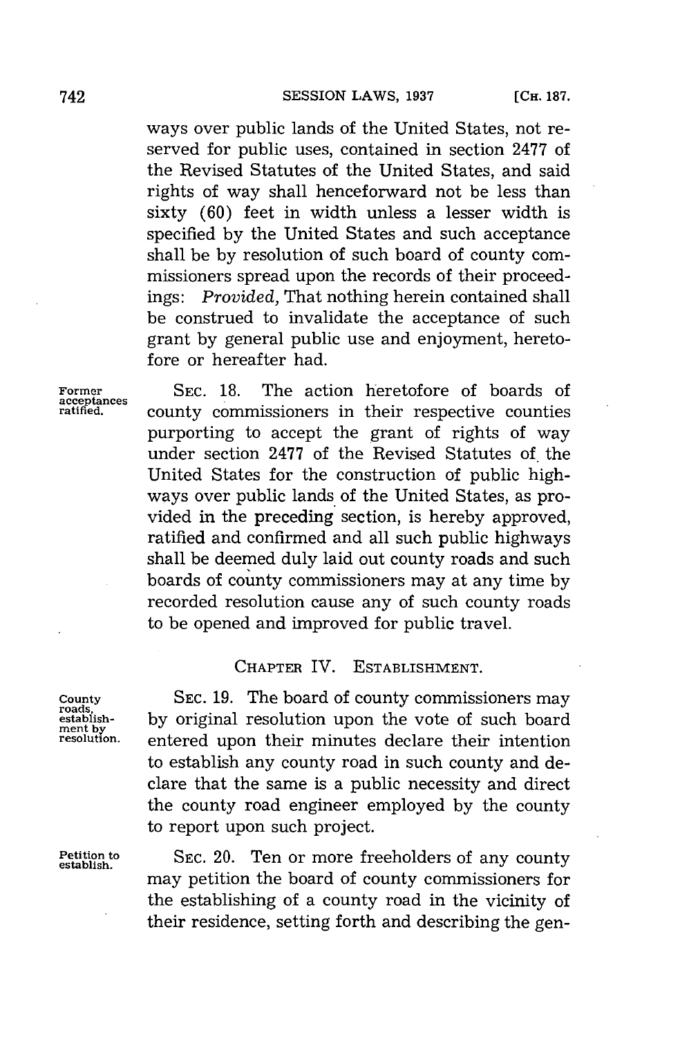ways over public lands of the United States, not reserved for public uses, contained in section 2477 of the Revised Statutes of the United States, and said rights of way shall henceforward not be less than sixty (60) feet in width unless a lesser width is specified by the United States and such acceptance shall be by resolution of such board of county commissioners spread upon the records of their proceedings: *Provided,* That nothing herein contained shall be construed to invalidate the acceptance of such grant by general public use and enjoyment, heretofore or hereafter had.

Former acceptances ratified.

SEC. 18. The action heretofore of boards of county commissioners in their respective counties purporting to accept the grant of rights of way under section 2477 of the Revised Statutes of the United States for the construction of public highways over public lands of the United States, as provided in the preceding section, is hereby approved, ratified and confirmed and all such public highways shall be deemed duly laid out county roads and such boards of county commissioners may at any time by recorded resolution cause any of such county roads to be opened and improved for public travel.

## CHAPTER IV. ESTABLISHMENT.

County roads, establishment by resolution.

SEC. 19. The board of county commissioners may by original resolution upon the vote of such board entered upon their minutes declare their intention to establish any county road in such county and declare that the same is a public necessity and direct the county road engineer employed by the county to report upon such project.

Petition to establish.

SEC. 20. Ten or more freeholders of any county may petition the board of county commissioners for the establishing of a county road in the vicinity of their residence, setting forth and describing the gen-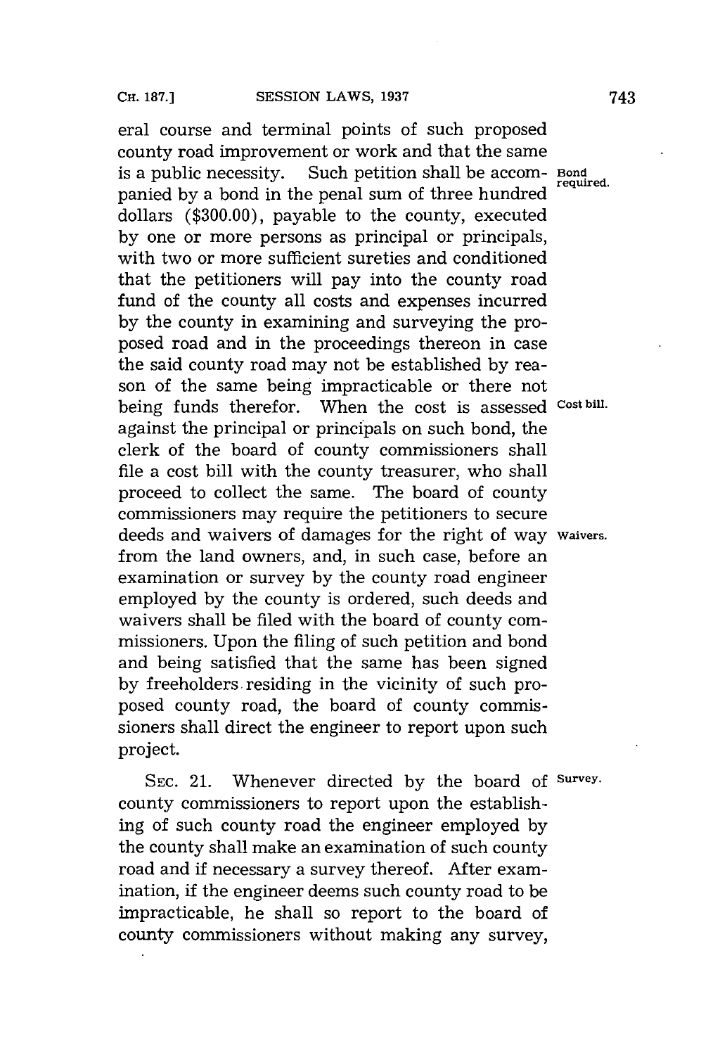eral course and terminal points of such proposed county road improvement or work and that the same is a public necessity. Such petition shall be accompanied by a bond in the penal sum of three hundred dollars ($300.00), payable to the county, executed by one or more persons as principal or principals, with two or more sufficient sureties and conditioned that the petitioners will pay into the county road fund of the county all costs and expenses incurred by the county in examining and surveying the proposed road and in the proceedings thereon in case the said county road may not be established by reason of the same being impracticable or there not being funds therefor. When the cost is assessed against the principal or principals on such bond, the clerk of the board of county commissioners shall file a cost bill with the county treasurer, who shall proceed to collect the same. The board of county commissioners may require the petitioners to secure deeds and waivers of damages for the right of way from the land owners, and, in such case, before an examination or survey by the county road engineer employed by the county is ordered, such deeds and waivers shall be filed with the board of county commissioners. Upon the filing of such petition and bond and being satisfied that the same has been signed by freeholders residing in the vicinity of such proposed county road, the board of county commissioners shall direct the engineer to report upon such project.

Bond required.

Cost bill.

Waivers.

SEC. 21. Whenever directed by the board of county commissioners to report upon the establishing of such county road the engineer employed by the county shall make an examination of such county road and if necessary a survey thereof. After examination, if the engineer deems such county road to be impracticable, he shall so report to the board of county commissioners without making any survey,

Survey.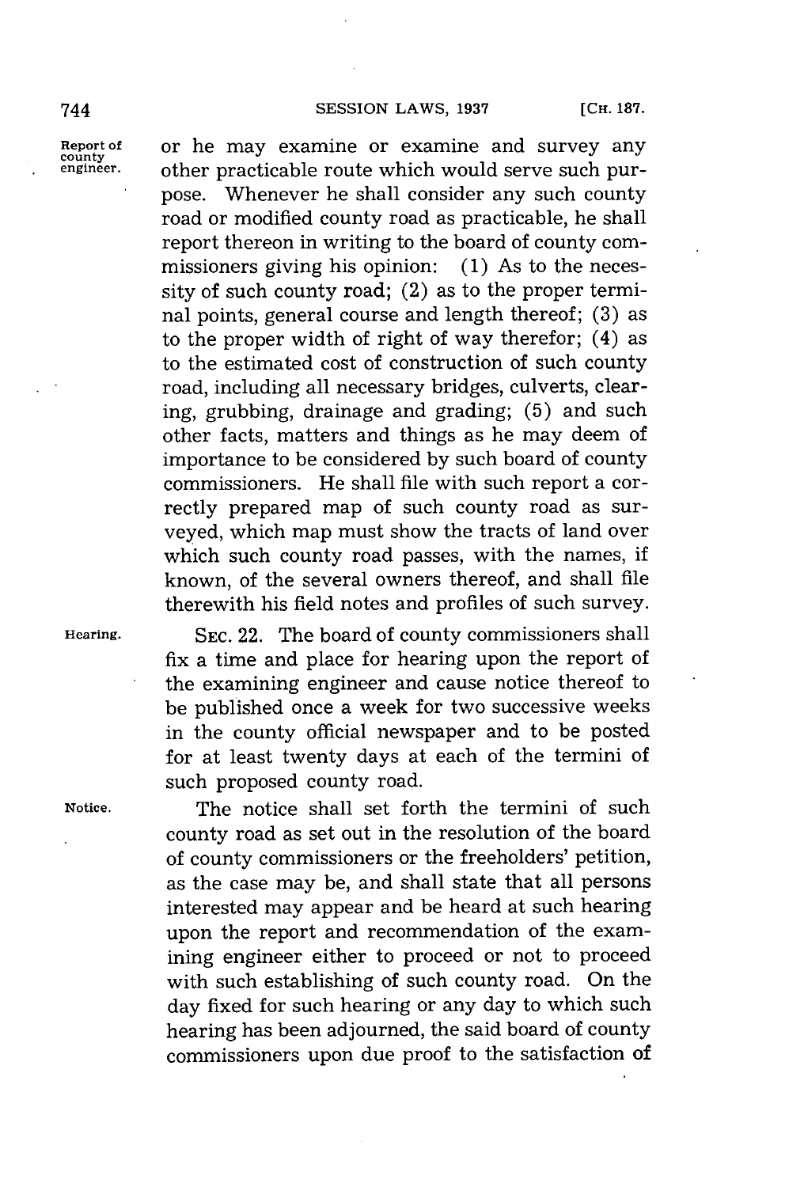or he may examine or examine and survey any other practicable route which would serve such purpose. Whenever he shall consider any such county road or modified county road as practicable, he shall report thereon in writing to the board of county commissioners giving his opinion: (1) As to the necessity of such county road; (2) as to the proper terminal points, general course and length thereof; (3) as to the proper width of right of way therefor; (4) as to the estimated cost of construction of such county road, including all necessary bridges, culverts, clearing, grubbing, drainage and grading; (5) and such other facts, matters and things as he may deem of importance to be considered by such board of county commissioners. He shall file with such report a correctly prepared map of such county road as surveyed, which map must show the tracts of land over which such county road passes, with the names, if known, of the several owners thereof, and shall file therewith his field notes and profiles of such survey.

*Report of county engineer.*

*Hearing.*

SEC. 22. The board of county commissioners shall fix a time and place for hearing upon the report of the examining engineer and cause notice thereof to be published once a week for two successive weeks in the county official newspaper and to be posted for at least twenty days at each of the termini of such proposed county road.

*Notice.*

The notice shall set forth the termini of such county road as set out in the resolution of the board of county commissioners or the freeholders' petition, as the case may be, and shall state that all persons interested may appear and be heard at such hearing upon the report and recommendation of the examining engineer either to proceed or not to proceed with such establishing of such county road. On the day fixed for such hearing or any day to which such hearing has been adjourned, the said board of county commissioners upon due proof to the satisfaction of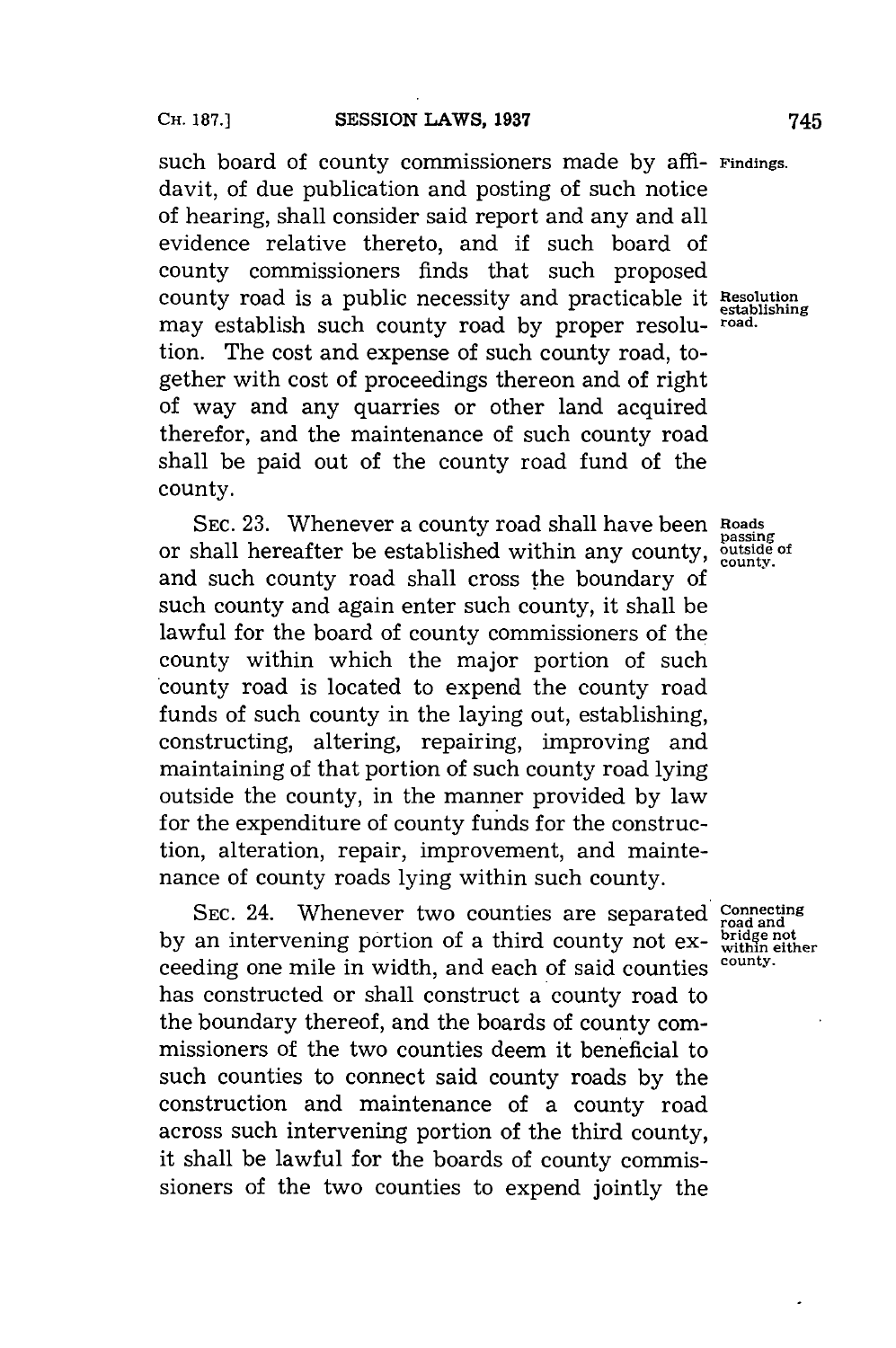such board of county commissioners made by affidavit, of due publication and posting of such notice of hearing, shall consider said report and any and all evidence relative thereto, and if such board of county commissioners finds that such proposed county road is a public necessity and practicable it may establish such county road by proper resolution. The cost and expense of such county road, together with cost of proceedings thereon and of right of way and any quarries or other land acquired therefor, and the maintenance of such county road shall be paid out of the county road fund of the county.

Findings.

Resolution establishing road.

SEC. 23. Whenever a county road shall have been or shall hereafter be established within any county, and such county road shall cross the boundary of such county and again enter such county, it shall be lawful for the board of county commissioners of the county within which the major portion of such county road is located to expend the county road funds of such county in the laying out, establishing, constructing, altering, repairing, improving and maintaining of that portion of such county road lying outside the county, in the manner provided by law for the expenditure of county funds for the construction, alteration, repair, improvement, and maintenance of county roads lying within such county.

Roads passing outside of county.

SEC. 24. Whenever two counties are separated by an intervening portion of a third county not exceeding one mile in width, and each of said counties has constructed or shall construct a county road to the boundary thereof, and the boards of county commissioners of the two counties deem it beneficial to such counties to connect said county roads by the construction and maintenance of a county road across such intervening portion of the third county, it shall be lawful for the boards of county commissioners of the two counties to expend jointly the

Connecting road and bridge not within either county.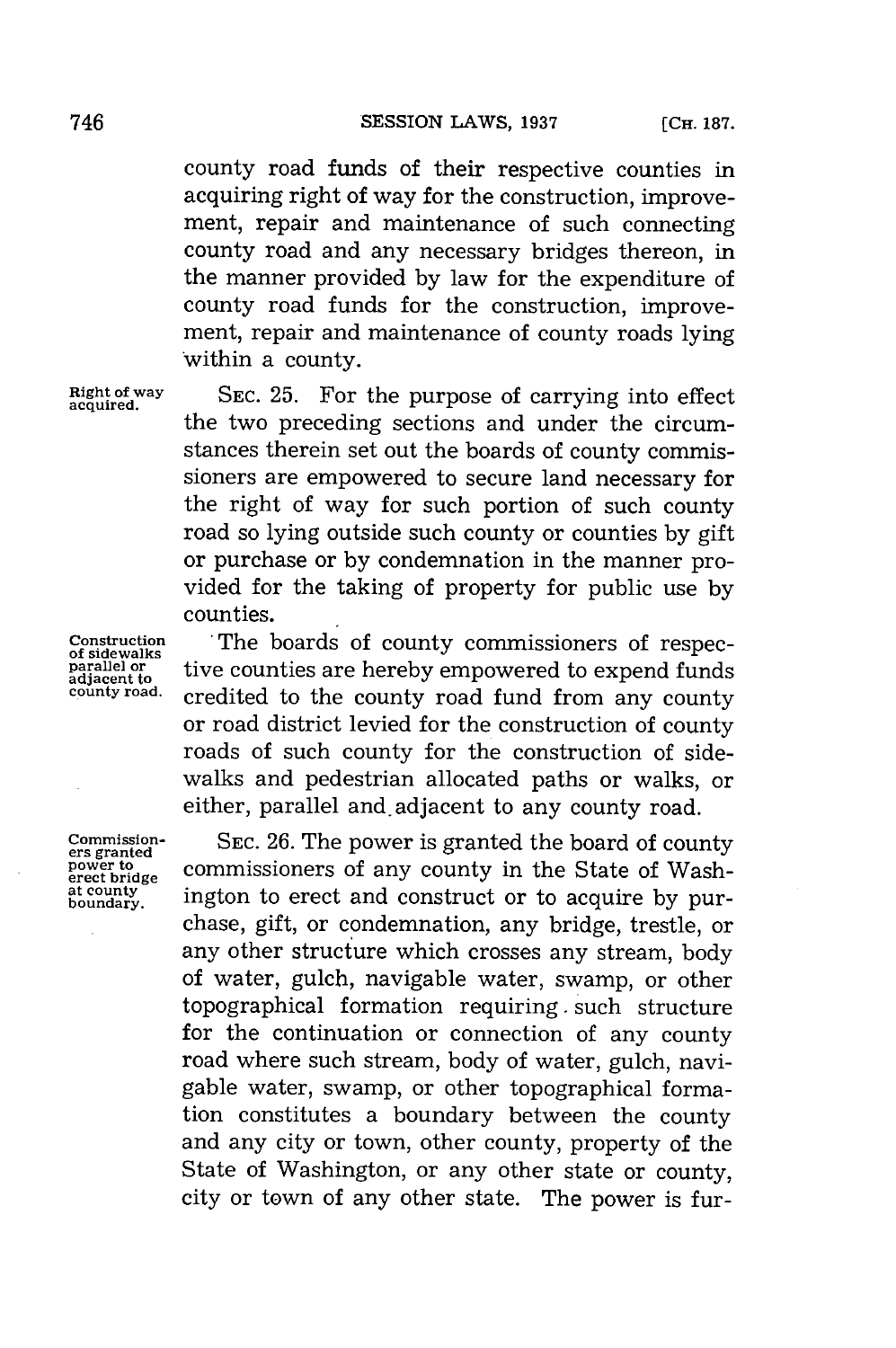county road funds of their respective counties in acquiring right of way for the construction, improvement, repair and maintenance of such connecting county road and any necessary bridges thereon, in the manner provided by law for the expenditure of county road funds for the construction, improvement, repair and maintenance of county roads lying within a county.

Right of way acquired.

SEC. 25. For the purpose of carrying into effect the two preceding sections and under the circumstances therein set out the boards of county commissioners are empowered to secure land necessary for the right of way for such portion of such county road so lying outside such county or counties by gift or purchase or by condemnation in the manner provided for the taking of property for public use by counties.

Construction of sidewalks parallel or adjacent to county road.

The boards of county commissioners of respective counties are hereby empowered to expend funds credited to the county road fund from any county or road district levied for the construction of county roads of such county for the construction of sidewalks and pedestrian allocated paths or walks, or either, parallel and adjacent to any county road.

Commissioners granted power to erect bridge at county boundary.

SEC. 26. The power is granted the board of county commissioners of any county in the State of Washington to erect and construct or to acquire by purchase, gift, or condemnation, any bridge, trestle, or any other structure which crosses any stream, body of water, gulch, navigable water, swamp, or other topographical formation requiring such structure for the continuation or connection of any county road where such stream, body of water, gulch, navigable water, swamp, or other topographical formation constitutes a boundary between the county and any city or town, other county, property of the State of Washington, or any other state or county, city or town of any other state. The power is fur-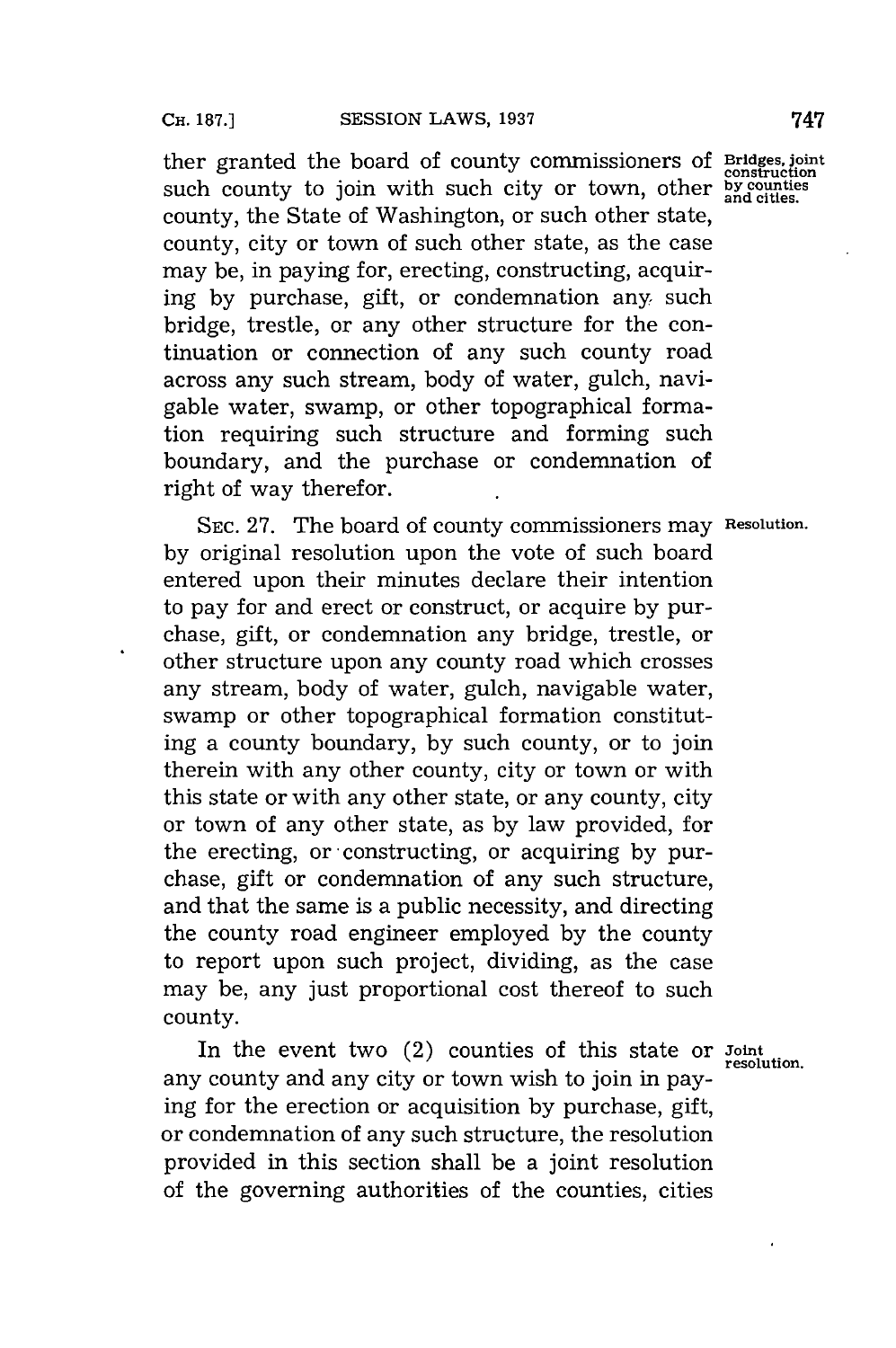ther granted the board of county commissioners of such county to join with such city or town, other county, the State of Washington, or such other state, county, city or town of such other state, as the case may be, in paying for, erecting, constructing, acquiring by purchase, gift, or condemnation any such bridge, trestle, or any other structure for the continuation or connection of any such county road across any such stream, body of water, gulch, navigable water, swamp, or other topographical formation requiring such structure and forming such boundary, and the purchase or condemnation of right of way therefor.

*Bridges, joint construction by counties and cities.*

SEC. 27. The board of county commissioners may by original resolution upon the vote of such board entered upon their minutes declare their intention to pay for and erect or construct, or acquire by purchase, gift, or condemnation any bridge, trestle, or other structure upon any county road which crosses any stream, body of water, gulch, navigable water, swamp or other topographical formation constituting a county boundary, by such county, or to join therein with any other county, city or town or with this state or with any other state, or any county, city or town of any other state, as by law provided, for the erecting, or constructing, or acquiring by purchase, gift or condemnation of any such structure, and that the same is a public necessity, and directing the county road engineer employed by the county to report upon such project, dividing, as the case may be, any just proportional cost thereof to such county.

*Resolution.*

In the event two (2) counties of this state or any county and any city or town wish to join in paying for the erection or acquisition by purchase, gift, or condemnation of any such structure, the resolution provided in this section shall be a joint resolution of the governing authorities of the counties, cities

*Joint resolution.*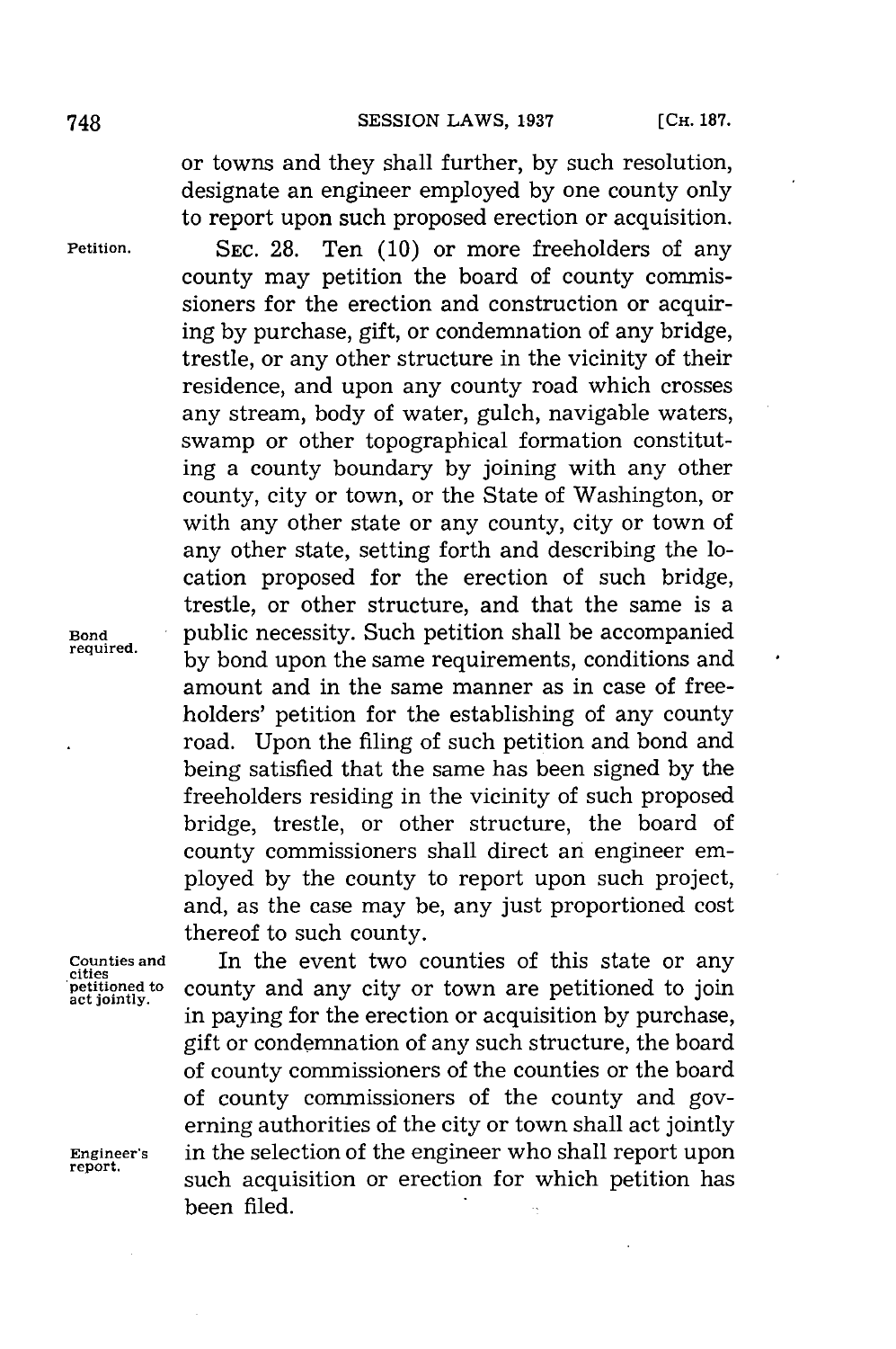or towns and they shall further, by such resolution, designate an engineer employed by one county only to report upon such proposed erection or acquisition.

Petition.

SEC. 28. Ten (10) or more freeholders of any county may petition the board of county commissioners for the erection and construction or acquiring by purchase, gift, or condemnation of any bridge, trestle, or any other structure in the vicinity of their residence, and upon any county road which crosses any stream, body of water, gulch, navigable waters, swamp or other topographical formation constituting a county boundary by joining with any other county, city or town, or the State of Washington, or with any other state or any county, city or town of any other state, setting forth and describing the location proposed for the erection of such bridge, trestle, or other structure, and that the same is a public necessity. Such petition shall be accompanied by bond upon the same requirements, conditions and amount and in the same manner as in case of freeholders' petition for the establishing of any county road. Upon the filing of such petition and bond and being satisfied that the same has been signed by the freeholders residing in the vicinity of such proposed bridge, trestle, or other structure, the board of county commissioners shall direct an engineer employed by the county to report upon such project, and, as the case may be, any just proportioned cost thereof to such county.

Bond required.

Counties and cities petitioned to act jointly.

In the event two counties of this state or any county and any city or town are petitioned to join in paying for the erection or acquisition by purchase, gift or condemnation of any such structure, the board of county commissioners of the counties or the board of county commissioners of the county and governing authorities of the city or town shall act jointly in the selection of the engineer who shall report upon such acquisition or erection for which petition has been filed.

Engineer's report.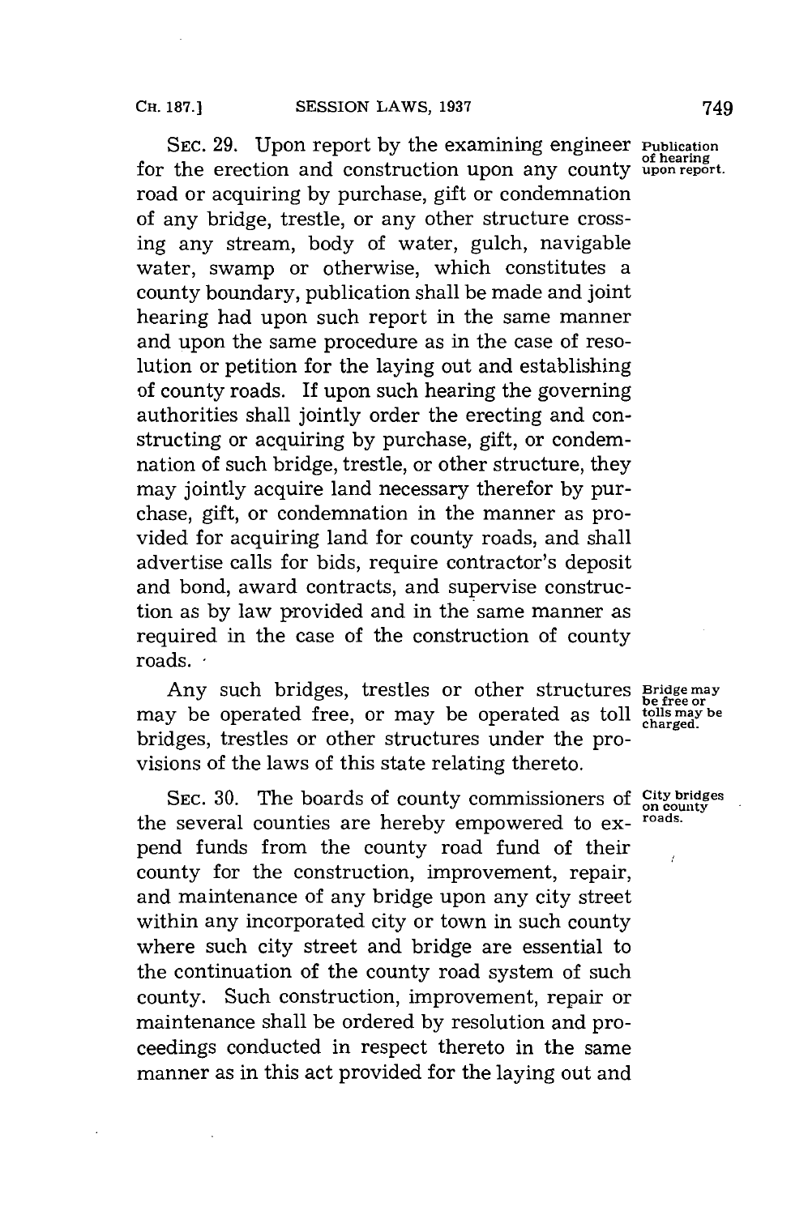SEC. 29. Upon report by the examining engineer for the erection and construction upon any county road or acquiring by purchase, gift or condemnation of any bridge, trestle, or any other structure crossing any stream, body of water, gulch, navigable water, swamp or otherwise, which constitutes a county boundary, publication shall be made and joint hearing had upon such report in the same manner and upon the same procedure as in the case of resolution or petition for the laying out and establishing of county roads. If upon such hearing the governing authorities shall jointly order the erecting and constructing or acquiring by purchase, gift, or condemnation of such bridge, trestle, or other structure, they may jointly acquire land necessary therefor by purchase, gift, or condemnation in the manner as provided for acquiring land for county roads, and shall advertise calls for bids, require contractor's deposit and bond, award contracts, and supervise construction as by law provided and in the same manner as required in the case of the construction of county roads.

*Publication of hearing upon report.*

Any such bridges, trestles or other structures may be operated free, or may be operated as toll bridges, trestles or other structures under the provisions of the laws of this state relating thereto.

*Bridge may be free or tolls may be charged.*

SEC. 30. The boards of county commissioners of the several counties are hereby empowered to expend funds from the county road fund of their county for the construction, improvement, repair, and maintenance of any bridge upon any city street within any incorporated city or town in such county where such city street and bridge are essential to the continuation of the county road system of such county. Such construction, improvement, repair or maintenance shall be ordered by resolution and proceedings conducted in respect thereto in the same manner as in this act provided for the laying out and

*City bridges on county roads.*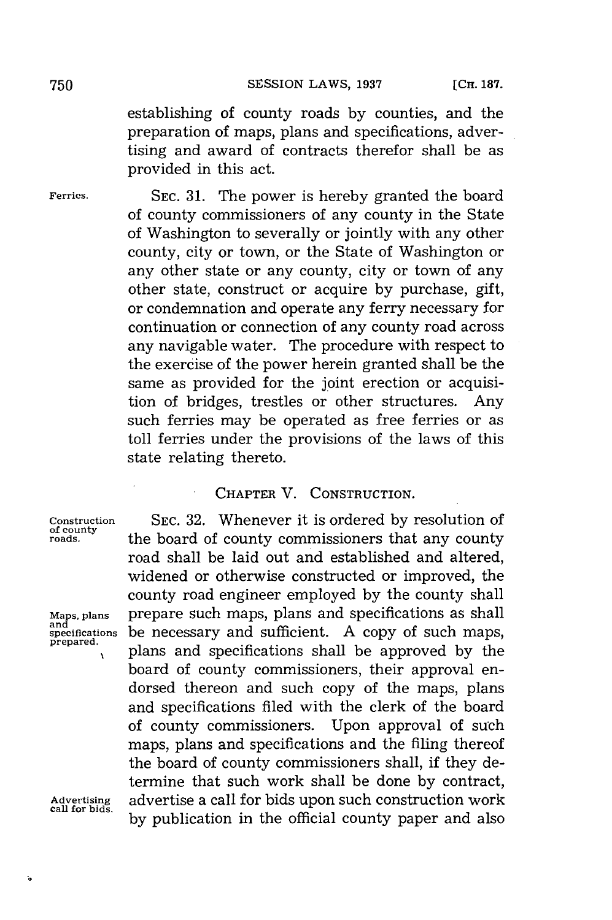establishing of county roads by counties, and the preparation of maps, plans and specifications, advertising and award of contracts therefor shall be as provided in this act.

Ferries.

SEC. 31. The power is hereby granted the board of county commissioners of any county in the State of Washington to severally or jointly with any other county, city or town, or the State of Washington or any other state or any county, city or town of any other state, construct or acquire by purchase, gift, or condemnation and operate any ferry necessary for continuation or connection of any county road across any navigable water. The procedure with respect to the exercise of the power herein granted shall be the same as provided for the joint erection or acquisition of bridges, trestles or other structures. Any such ferries may be operated as free ferries or as toll ferries under the provisions of the laws of this state relating thereto.

## CHAPTER V. CONSTRUCTION.

Construction of county roads.

SEC. 32. Whenever it is ordered by resolution of the board of county commissioners that any county road shall be laid out and established and altered, widened or otherwise constructed or improved, the county road engineer employed by the county shall prepare such maps, plans and specifications as shall be necessary and sufficient. A copy of such maps, plans and specifications shall be approved by the board of county commissioners, their approval endorsed thereon and such copy of the maps, plans and specifications filed with the clerk of the board of county commissioners. Upon approval of such maps, plans and specifications and the filing thereof the board of county commissioners shall, if they determine that such work shall be done by contract, advertise a call for bids upon such construction work by publication in the official county paper and also

Maps, plans and specifications prepared.

Advertising call for bids.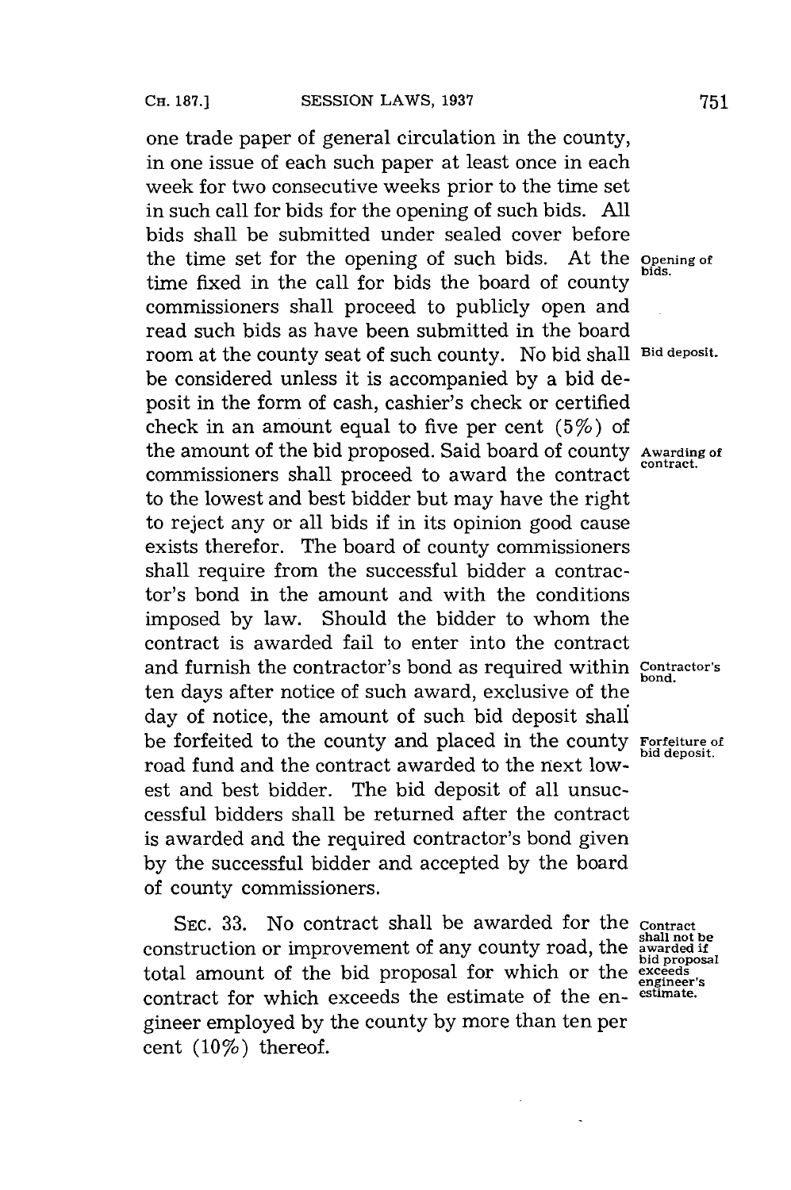one trade paper of general circulation in the county, in one issue of each such paper at least once in each week for two consecutive weeks prior to the time set in such call for bids for the opening of such bids. All bids shall be submitted under sealed cover before the time set for the opening of such bids. At the time fixed in the call for bids the board of county commissioners shall proceed to publicly open and read such bids as have been submitted in the board room at the county seat of such county. No bid shall be considered unless it is accompanied by a bid deposit in the form of cash, cashier's check or certified check in an amount equal to five per cent (5%) of the amount of the bid proposed. Said board of county commissioners shall proceed to award the contract to the lowest and best bidder but may have the right to reject any or all bids if in its opinion good cause exists therefor. The board of county commissioners shall require from the successful bidder a contractor's bond in the amount and with the conditions imposed by law. Should the bidder to whom the contract is awarded fail to enter into the contract and furnish the contractor's bond as required within ten days after notice of such award, exclusive of the day of notice, the amount of such bid deposit shall be forfeited to the county and placed in the county road fund and the contract awarded to the next lowest and best bidder. The bid deposit of all unsuccessful bidders shall be returned after the contract is awarded and the required contractor's bond given by the successful bidder and accepted by the board of county commissioners.

*Opening of bids.*

*Bid deposit.*

*Awarding of contract.*

*Contractor's bond.*

*Forfeiture of bid deposit.*

SEC. 33. No contract shall be awarded for the construction or improvement of any county road, the total amount of the bid proposal for which or the contract for which exceeds the estimate of the engineer employed by the county by more than ten per cent (10%) thereof.

*Contract shall not be awarded if bid proposal exceeds engineer's estimate.*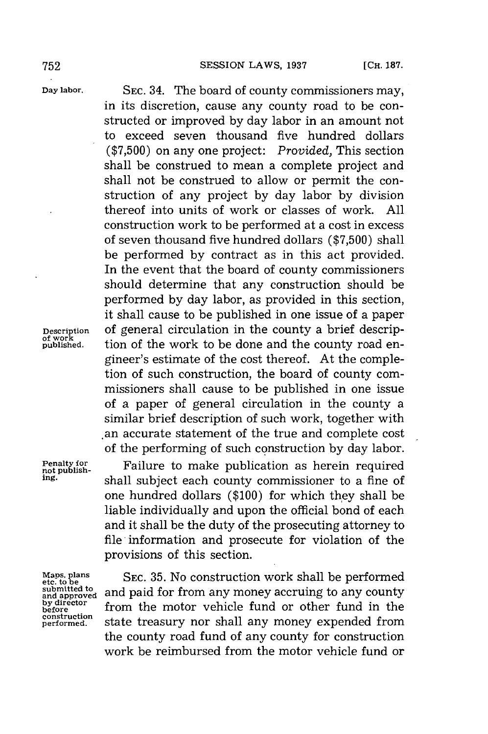Day labor. SEC. 34. The board of county commissioners may, in its discretion, cause any county road to be constructed or improved by day labor in an amount not to exceed seven thousand five hundred dollars ($7,500) on any one project: *Provided,* This section shall be construed to mean a complete project and shall not be construed to allow or permit the construction of any project by day labor by division thereof into units of work or classes of work. All construction work to be performed at a cost in excess of seven thousand five hundred dollars ($7,500) shall be performed by contract as in this act provided. In the event that the board of county commissioners should determine that any construction should be performed by day labor, as provided in this section, it shall cause to be published in one issue of a paper of general circulation in the county a brief description of the work to be done and the county road engineer's estimate of the cost thereof. At the completion of such construction, the board of county commissioners shall cause to be published in one issue of a paper of general circulation in the county a similar brief description of such work, together with an accurate statement of the true and complete cost of the performing of such construction by day labor.

Description of work published.

Penalty for not publishing. Failure to make publication as herein required shall subject each county commissioner to a fine of one hundred dollars ($100) for which they shall be liable individually and upon the official bond of each and it shall be the duty of the prosecuting attorney to file information and prosecute for violation of the provisions of this section.

Maps, plans etc. to be submitted to and approved by director before construction performed. SEC. 35. No construction work shall be performed and paid for from any money accruing to any county from the motor vehicle fund or other fund in the state treasury nor shall any money expended from the county road fund of any county for construction work be reimbursed from the motor vehicle fund or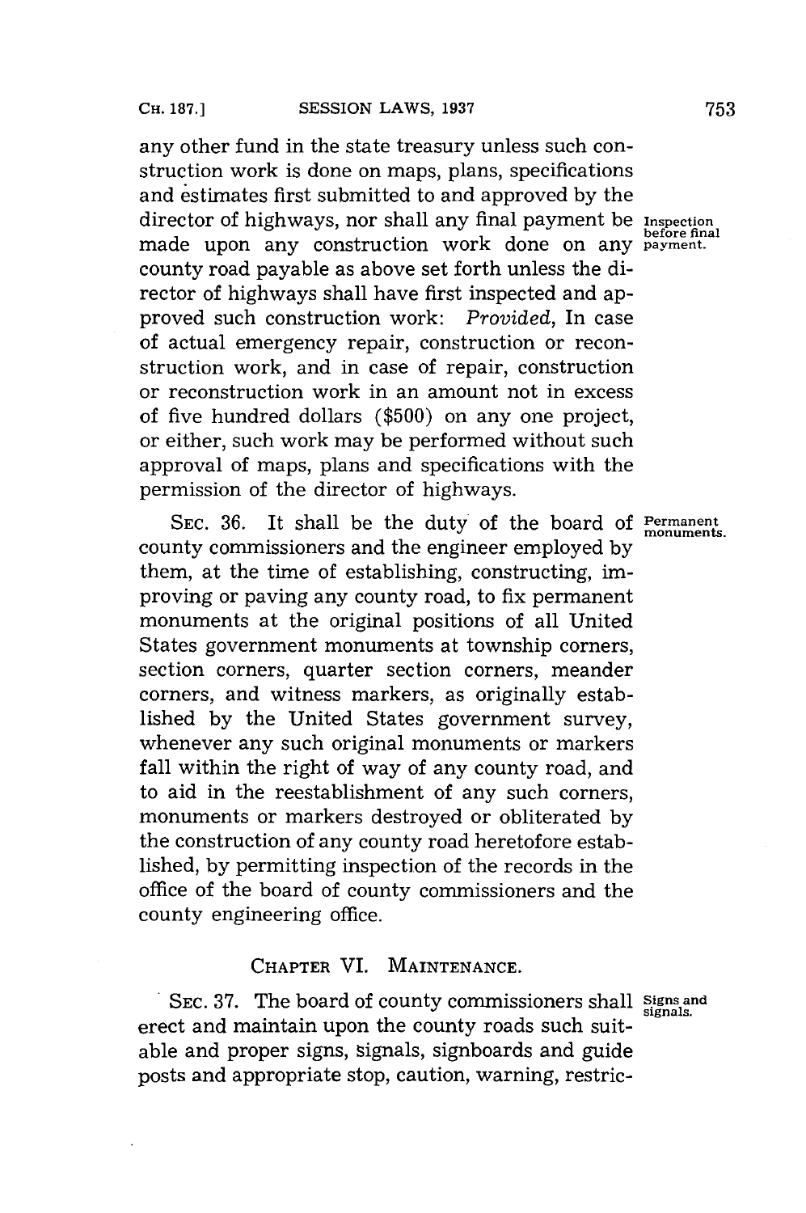any other fund in the state treasury unless such construction work is done on maps, plans, specifications and estimates first submitted to and approved by the director of highways, nor shall any final payment be made upon any construction work done on any county road payable as above set forth unless the director of highways shall have first inspected and approved such construction work: *Provided*, In case of actual emergency repair, construction or reconstruction work, and in case of repair, construction or reconstruction work in an amount not in excess of five hundred dollars ($500) on any one project, or either, such work may be performed without such approval of maps, plans and specifications with the permission of the director of highways.

Inspection before final payment.

SEC. 36. It shall be the duty of the board of county commissioners and the engineer employed by them, at the time of establishing, constructing, improving or paving any county road, to fix permanent monuments at the original positions of all United States government monuments at township corners, section corners, quarter section corners, meander corners, and witness markers, as originally established by the United States government survey, whenever any such original monuments or markers fall within the right of way of any county road, and to aid in the reestablishment of any such corners, monuments or markers destroyed or obliterated by the construction of any county road heretofore established, by permitting inspection of the records in the office of the board of county commissioners and the county engineering office.

Permanent monuments.

## CHAPTER VI. MAINTENANCE.

SEC. 37. The board of county commissioners shall erect and maintain upon the county roads such suitable and proper signs, signals, signboards and guide posts and appropriate stop, caution, warning, restric-

Signs and signals.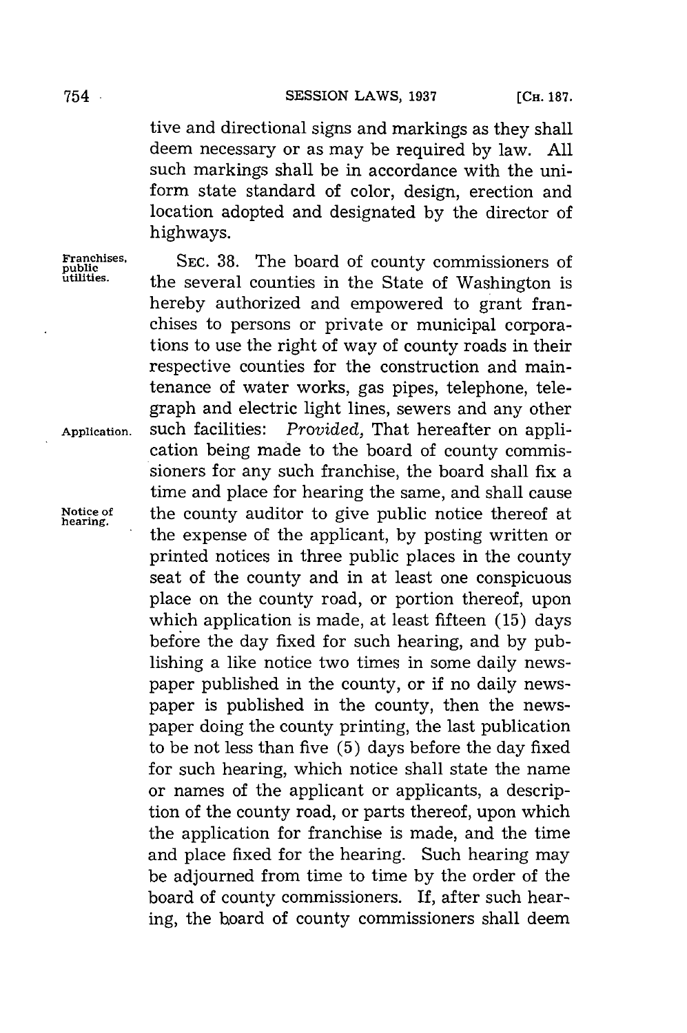tive and directional signs and markings as they shall deem necessary or as may be required by law. All such markings shall be in accordance with the uniform state standard of color, design, erection and location adopted and designated by the director of highways.

Franchises, public utilities.

SEC. 38. The board of county commissioners of the several counties in the State of Washington is hereby authorized and empowered to grant franchises to persons or private or municipal corporations to use the right of way of county roads in their respective counties for the construction and maintenance of water works, gas pipes, telephone, telegraph and electric light lines, sewers and any other such facilities: *Provided,* That hereafter on application being made to the board of county commissioners for any such franchise, the board shall fix a time and place for hearing the same, and shall cause the county auditor to give public notice thereof at the expense of the applicant, by posting written or printed notices in three public places in the county seat of the county and in at least one conspicuous place on the county road, or portion thereof, upon which application is made, at least fifteen (15) days before the day fixed for such hearing, and by publishing a like notice two times in some daily newspaper published in the county, or if no daily newspaper is published in the county, then the newspaper doing the county printing, the last publication to be not less than five (5) days before the day fixed for such hearing, which notice shall state the name or names of the applicant or applicants, a description of the county road, or parts thereof, upon which the application for franchise is made, and the time and place fixed for the hearing. Such hearing may be adjourned from time to time by the order of the board of county commissioners. If, after such hearing, the board of county commissioners shall deem

Application.

Notice of hearing.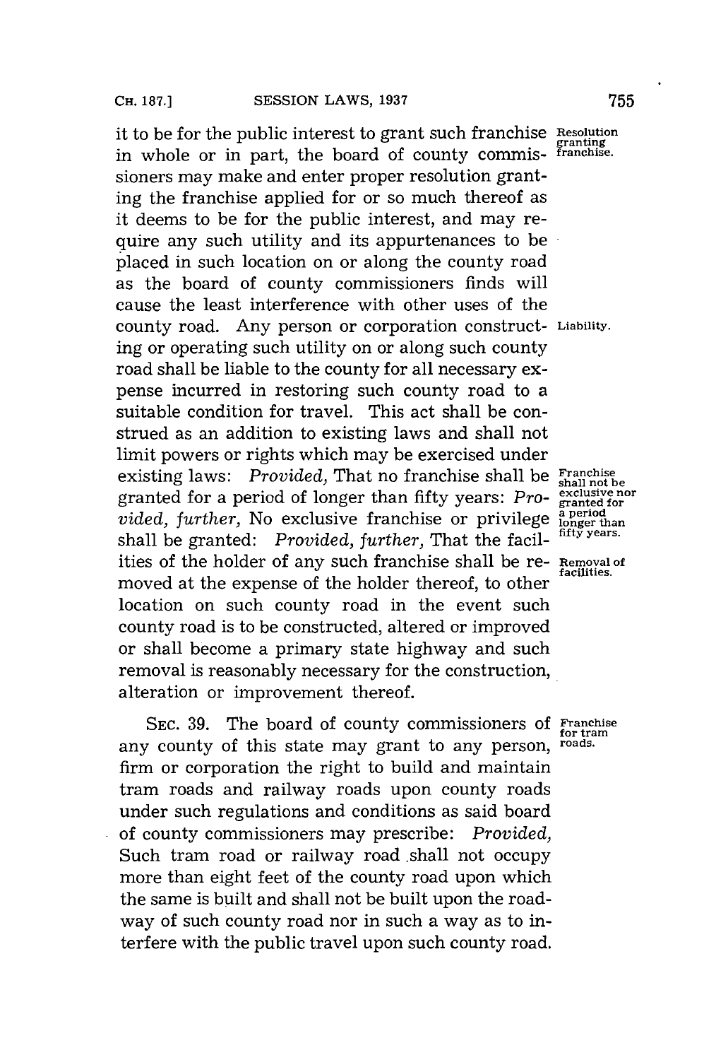it to be for the public interest to grant such franchise in whole or in part, the board of county commissioners may make and enter proper resolution granting the franchise applied for or so much thereof as it deems to be for the public interest, and may require any such utility and its appurtenances to be placed in such location on or along the county road as the board of county commissioners finds will cause the least interference with other uses of the county road. Any person or corporation constructing or operating such utility on or along such county road shall be liable to the county for all necessary expense incurred in restoring such county road to a suitable condition for travel. This act shall be construed as an addition to existing laws and shall not limit powers or rights which may be exercised under existing laws: *Provided,* That no franchise shall be granted for a period of longer than fifty years: *Provided, further,* No exclusive franchise or privilege shall be granted: *Provided, further,* That the facilities of the holder of any such franchise shall be removed at the expense of the holder thereof, to other location on such county road in the event such county road is to be constructed, altered or improved or shall become a primary state highway and such removal is reasonably necessary for the construction, alteration or improvement thereof.

Resolution granting franchise.

Liability.

Franchise shall not be exclusive nor granted for a period longer than fifty years.

Removal of facilities.

SEC. 39. The board of county commissioners of any county of this state may grant to any person, firm or corporation the right to build and maintain tram roads and railway roads upon county roads under such regulations and conditions as said board of county commissioners may prescribe: *Provided,* Such tram road or railway road shall not occupy more than eight feet of the county road upon which the same is built and shall not be built upon the roadway of such county road nor in such a way as to interfere with the public travel upon such county road.

Franchise for tram roads.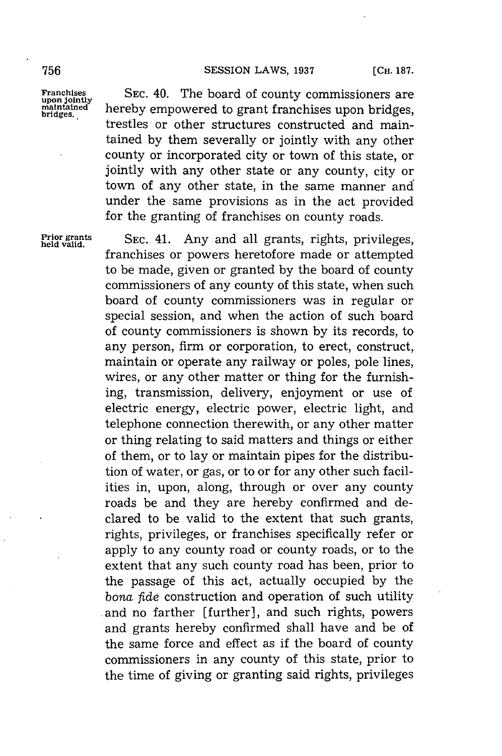**Franchises upon jointly maintained bridges.**

SEC. 40. The board of county commissioners are hereby empowered to grant franchises upon bridges, trestles or other structures constructed and maintained by them severally or jointly with any other county or incorporated city or town of this state, or jointly with any other state or any county, city or town of any other state, in the same manner and under the same provisions as in the act provided for the granting of franchises on county roads.

**Prior grants held valid.**

SEC. 41. Any and all grants, rights, privileges, franchises or powers heretofore made or attempted to be made, given or granted by the board of county commissioners of any county of this state, when such board of county commissioners was in regular or special session, and when the action of such board of county commissioners is shown by its records, to any person, firm or corporation, to erect, construct, maintain or operate any railway or poles, pole lines, wires, or any other matter or thing for the furnishing, transmission, delivery, enjoyment or use of electric energy, electric power, electric light, and telephone connection therewith, or any other matter or thing relating to said matters and things or either of them, or to lay or maintain pipes for the distribution of water, or gas, or to or for any other such facilities in, upon, along, through or over any county roads be and they are hereby confirmed and declared to be valid to the extent that such grants, rights, privileges, or franchises specifically refer or apply to any county road or county roads, or to the extent that any such county road has been, prior to the passage of this act, actually occupied by the *bona fide* construction and operation of such utility and no farther [further], and such rights, powers and grants hereby confirmed shall have and be of the same force and effect as if the board of county commissioners in any county of this state, prior to the time of giving or granting said rights, privileges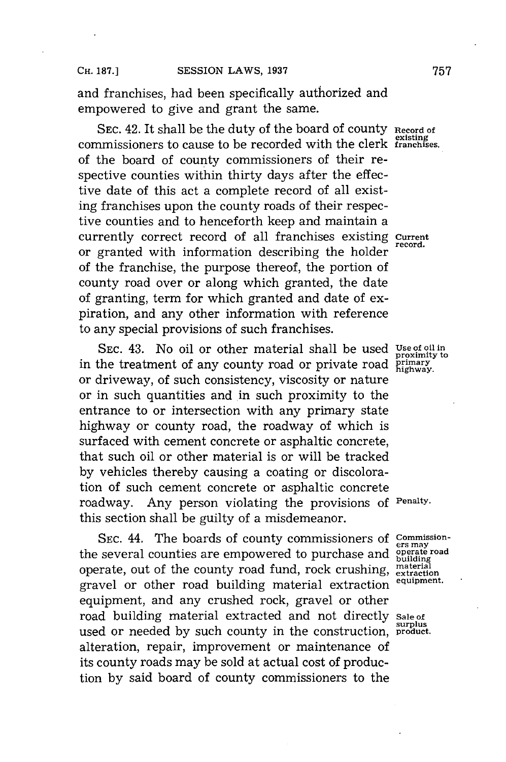and franchises, had been specifically authorized and empowered to give and grant the same.

SEC. 42. It shall be the duty of the board of county commissioners to cause to be recorded with the clerk of the board of county commissioners of their respective counties within thirty days after the effective date of this act a complete record of all existing franchises upon the county roads of their respective counties and to henceforth keep and maintain a currently correct record of all franchises existing or granted with information describing the holder of the franchise, the purpose thereof, the portion of county road over or along which granted, the date of granting, term for which granted and date of expiration, and any other information with reference to any special provisions of such franchises.

*Record of existing franchises.*

*Current record.*

SEC. 43. No oil or other material shall be used in the treatment of any county road or private road or driveway, of such consistency, viscosity or nature or in such quantities and in such proximity to the entrance to or intersection with any primary state highway or county road, the roadway of which is surfaced with cement concrete or asphaltic concrete, that such oil or other material is or will be tracked by vehicles thereby causing a coating or discoloration of such cement concrete or asphaltic concrete roadway. Any person violating the provisions of this section shall be guilty of a misdemeanor.

*Use of oil in proximity to primary highway.*

*Penalty.*

SEC. 44. The boards of county commissioners of the several counties are empowered to purchase and operate, out of the county road fund, rock crushing, gravel or other road building material extraction equipment, and any crushed rock, gravel or other road building material extracted and not directly used or needed by such county in the construction, alteration, repair, improvement or maintenance of its county roads may be sold at actual cost of production by said board of county commissioners to the

*Commissioners may operate road building material extraction equipment.*

*Sale of surplus product.*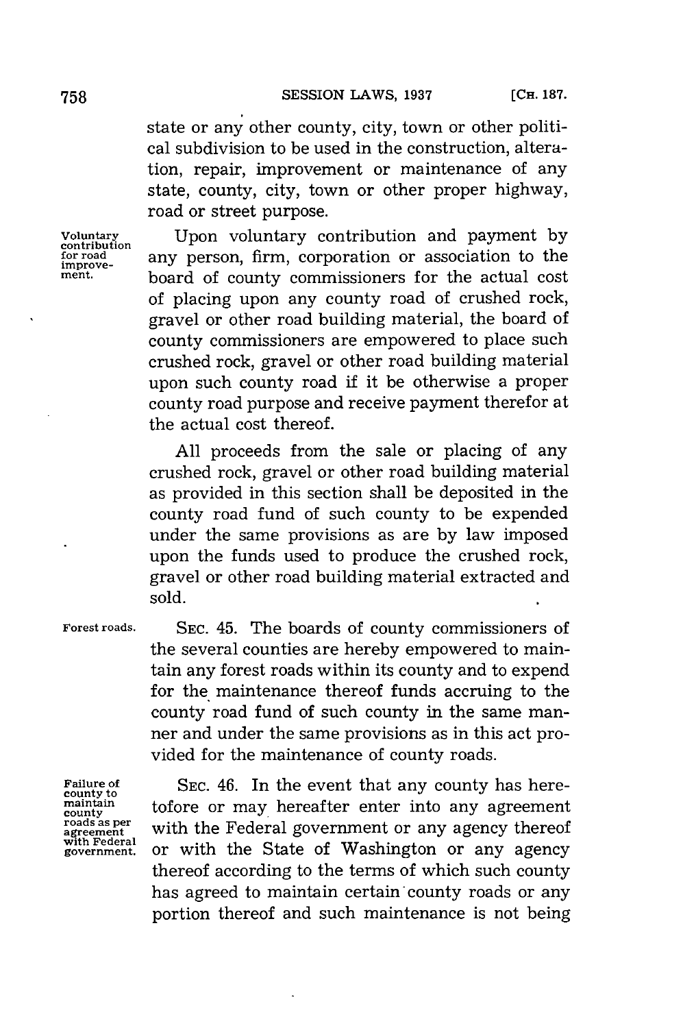state or any other county, city, town or other political subdivision to be used in the construction, alteration, repair, improvement or maintenance of any state, county, city, town or other proper highway, road or street purpose.

Voluntary contribution for road improvement.

Upon voluntary contribution and payment by any person, firm, corporation or association to the board of county commissioners for the actual cost of placing upon any county road of crushed rock, gravel or other road building material, the board of county commissioners are empowered to place such crushed rock, gravel or other road building material upon such county road if it be otherwise a proper county road purpose and receive payment therefor at the actual cost thereof.

All proceeds from the sale or placing of any crushed rock, gravel or other road building material as provided in this section shall be deposited in the county road fund of such county to be expended under the same provisions as are by law imposed upon the funds used to produce the crushed rock, gravel or other road building material extracted and sold.

Forest roads.

SEC. 45. The boards of county commissioners of the several counties are hereby empowered to maintain any forest roads within its county and to expend for the maintenance thereof funds accruing to the county road fund of such county in the same manner and under the same provisions as in this act provided for the maintenance of county roads.

Failure of county to maintain county roads as per agreement with Federal government.

SEC. 46. In the event that any county has heretofore or may hereafter enter into any agreement with the Federal government or any agency thereof or with the State of Washington or any agency thereof according to the terms of which such county has agreed to maintain certain county roads or any portion thereof and such maintenance is not being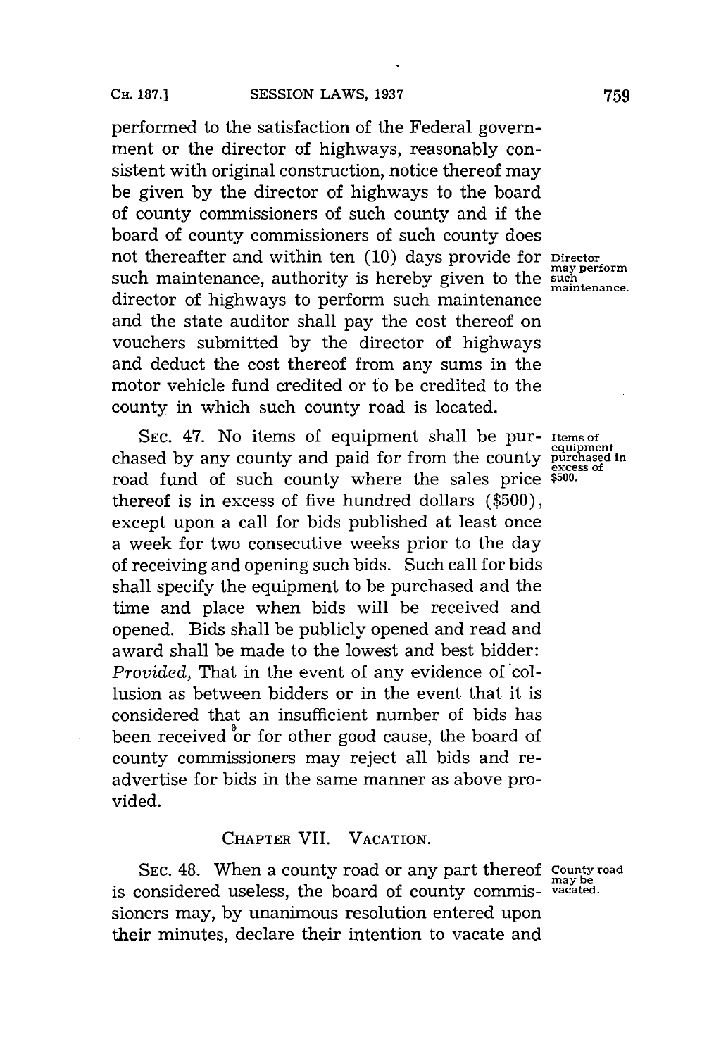performed to the satisfaction of the Federal government or the director of highways, reasonably consistent with original construction, notice thereof may be given by the director of highways to the board of county commissioners of such county and if the board of county commissioners of such county does not thereafter and within ten (10) days provide for such maintenance, authority is hereby given to the director of highways to perform such maintenance and the state auditor shall pay the cost thereof on vouchers submitted by the director of highways and deduct the cost thereof from any sums in the motor vehicle fund credited or to be credited to the county in which such county road is located.

Director may perform such maintenance.

SEC. 47. No items of equipment shall be purchased by any county and paid for from the county road fund of such county where the sales price thereof is in excess of five hundred dollars ($500), except upon a call for bids published at least once a week for two consecutive weeks prior to the day of receiving and opening such bids. Such call for bids shall specify the equipment to be purchased and the time and place when bids will be received and opened. Bids shall be publicly opened and read and award shall be made to the lowest and best bidder: *Provided,* That in the event of any evidence of collusion as between bidders or in the event that it is considered that an insufficient number of bids has been received or for other good cause, the board of county commissioners may reject all bids and readvertise for bids in the same manner as above provided.

Items of equipment purchased in excess of $500.

## CHAPTER VII. VACATION.

SEC. 48. When a county road or any part thereof is considered useless, the board of county commissioners may, by unanimous resolution entered upon their minutes, declare their intention to vacate and

County road may be vacated.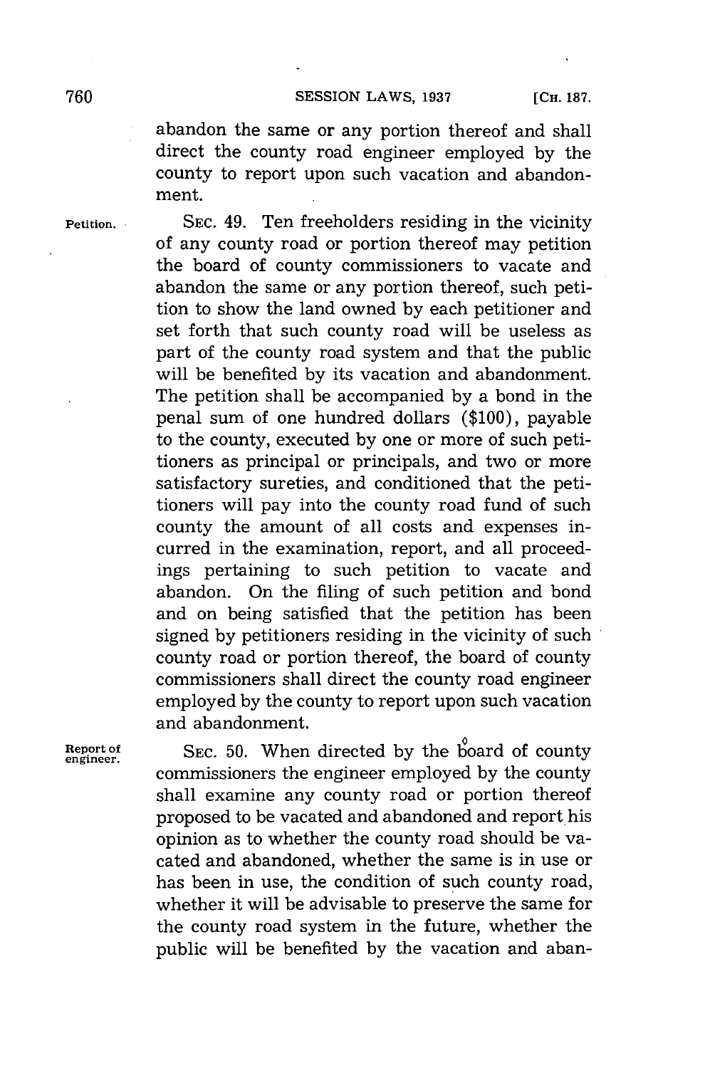abandon the same or any portion thereof and shall direct the county road engineer employed by the county to report upon such vacation and abandonment.

Petition.

SEC. 49. Ten freeholders residing in the vicinity of any county road or portion thereof may petition the board of county commissioners to vacate and abandon the same or any portion thereof, such petition to show the land owned by each petitioner and set forth that such county road will be useless as part of the county road system and that the public will be benefited by its vacation and abandonment. The petition shall be accompanied by a bond in the penal sum of one hundred dollars ($100), payable to the county, executed by one or more of such petitioners as principal or principals, and two or more satisfactory sureties, and conditioned that the petitioners will pay into the county road fund of such county the amount of all costs and expenses incurred in the examination, report, and all proceedings pertaining to such petition to vacate and abandon. On the filing of such petition and bond and on being satisfied that the petition has been signed by petitioners residing in the vicinity of such county road or portion thereof, the board of county commissioners shall direct the county road engineer employed by the county to report upon such vacation and abandonment.

Report of engineer.

SEC. 50. When directed by the board of county commissioners the engineer employed by the county shall examine any county road or portion thereof proposed to be vacated and abandoned and report his opinion as to whether the county road should be vacated and abandoned, whether the same is in use or has been in use, the condition of such county road, whether it will be advisable to preserve the same for the county road system in the future, whether the public will be benefited by the vacation and aban-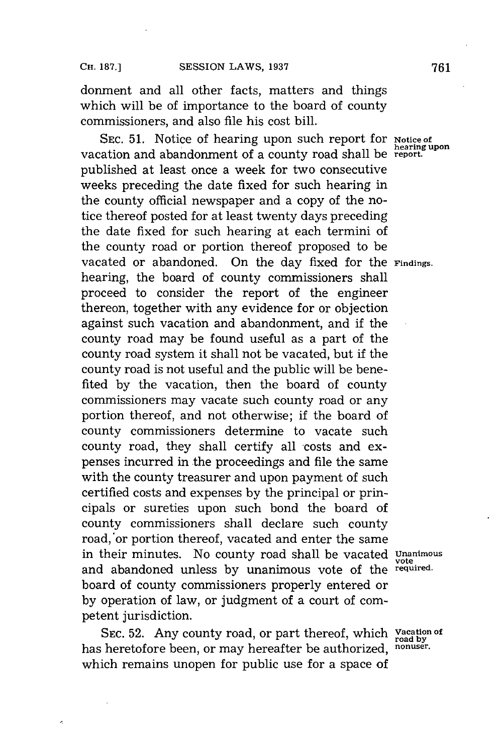donment and all other facts, matters and things which will be of importance to the board of county commissioners, and also file his cost bill.

SEC. 51. Notice of hearing upon such report for vacation and abandonment of a county road shall be published at least once a week for two consecutive weeks preceding the date fixed for such hearing in the county official newspaper and a copy of the notice thereof posted for at least twenty days preceding the date fixed for such hearing at each termini of the county road or portion thereof proposed to be vacated or abandoned. On the day fixed for the hearing, the board of county commissioners shall proceed to consider the report of the engineer thereon, together with any evidence for or objection against such vacation and abandonment, and if the county road may be found useful as a part of the county road system it shall not be vacated, but if the county road is not useful and the public will be benefited by the vacation, then the board of county commissioners may vacate such county road or any portion thereof, and not otherwise; if the board of county commissioners determine to vacate such county road, they shall certify all costs and expenses incurred in the proceedings and file the same with the county treasurer and upon payment of such certified costs and expenses by the principal or principals or sureties upon such bond the board of county commissioners shall declare such county road, or portion thereof, vacated and enter the same in their minutes. No county road shall be vacated and abandoned unless by unanimous vote of the board of county commissioners properly entered or by operation of law, or judgment of a court of competent jurisdiction.

*Notice of hearing upon report.*

*Findings.*

*Unanimous vote required.*

SEC. 52. Any county road, or part thereof, which has heretofore been, or may hereafter be authorized, which remains unopen for public use for a space of

*Vacation of road by nonuser.*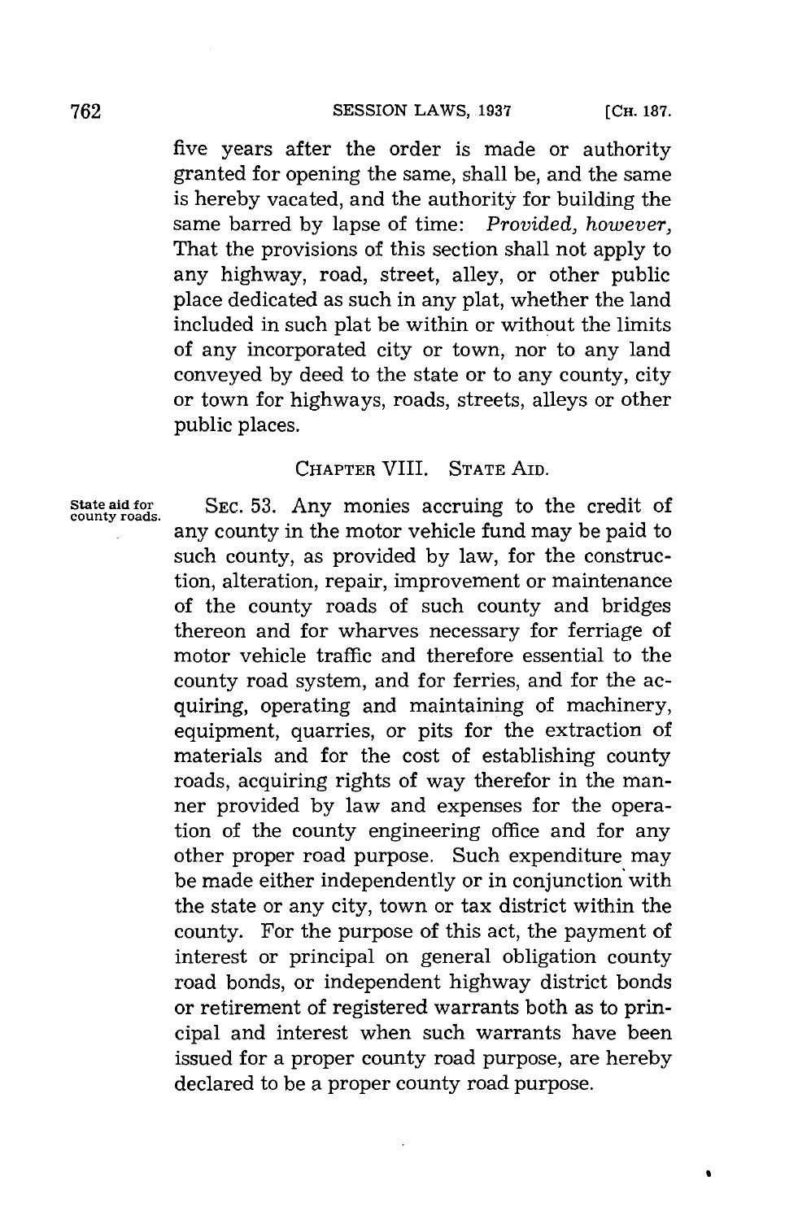five years after the order is made or authority granted for opening the same, shall be, and the same is hereby vacated, and the authority for building the same barred by lapse of time: *Provided, however,* That the provisions of this section shall not apply to any highway, road, street, alley, or other public place dedicated as such in any plat, whether the land included in such plat be within or without the limits of any incorporated city or town, nor to any land conveyed by deed to the state or to any county, city or town for highways, roads, streets, alleys or other public places.

## CHAPTER VIII. STATE AID.

State aid for county roads.

SEC. 53. Any monies accruing to the credit of any county in the motor vehicle fund may be paid to such county, as provided by law, for the construction, alteration, repair, improvement or maintenance of the county roads of such county and bridges thereon and for wharves necessary for ferriage of motor vehicle traffic and therefore essential to the county road system, and for ferries, and for the acquiring, operating and maintaining of machinery, equipment, quarries, or pits for the extraction of materials and for the cost of establishing county roads, acquiring rights of way therefor in the manner provided by law and expenses for the operation of the county engineering office and for any other proper road purpose. Such expenditure may be made either independently or in conjunction with the state or any city, town or tax district within the county. For the purpose of this act, the payment of interest or principal on general obligation county road bonds, or independent highway district bonds or retirement of registered warrants both as to principal and interest when such warrants have been issued for a proper county road purpose, are hereby declared to be a proper county road purpose.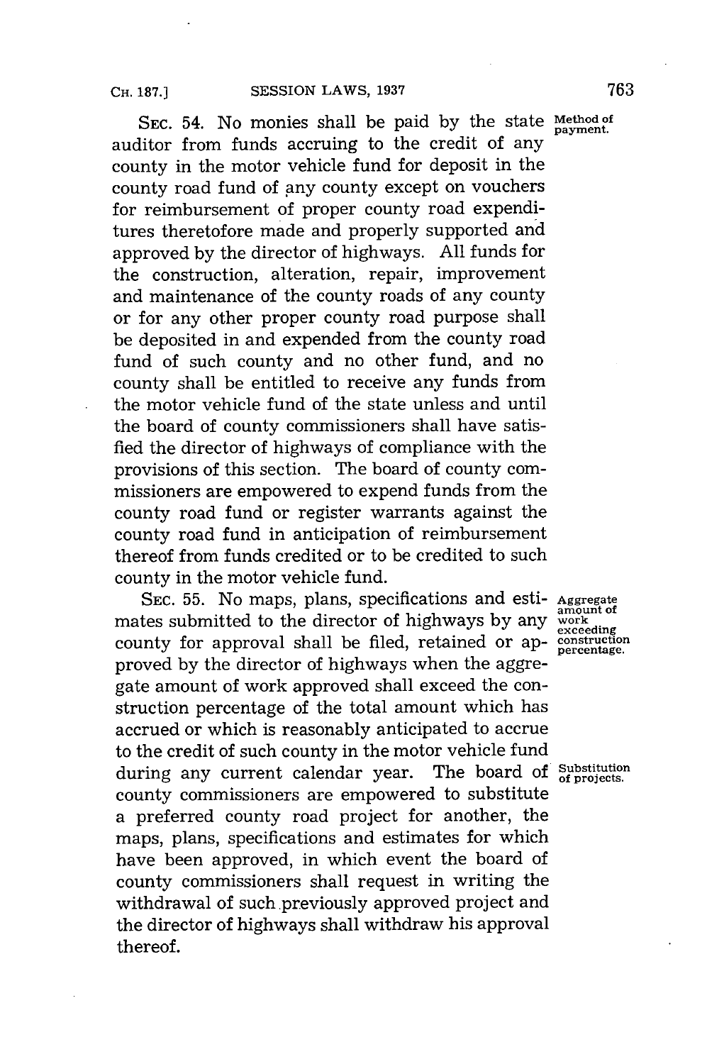SEC. 54. No monies shall be paid by the state auditor from funds accruing to the credit of any county in the motor vehicle fund for deposit in the county road fund of any county except on vouchers for reimbursement of proper county road expenditures theretofore made and properly supported and approved by the director of highways. All funds for the construction, alteration, repair, improvement and maintenance of the county roads of any county or for any other proper county road purpose shall be deposited in and expended from the county road fund of such county and no other fund, and no county shall be entitled to receive any funds from the motor vehicle fund of the state unless and until the board of county commissioners shall have satisfied the director of highways of compliance with the provisions of this section. The board of county commissioners are empowered to expend funds from the county road fund or register warrants against the county road fund in anticipation of reimbursement thereof from funds credited or to be credited to such county in the motor vehicle fund.

*Method of payment.*

SEC. 55. No maps, plans, specifications and estimates submitted to the director of highways by any county for approval shall be filed, retained or approved by the director of highways when the aggregate amount of work approved shall exceed the construction percentage of the total amount which has accrued or which is reasonably anticipated to accrue to the credit of such county in the motor vehicle fund during any current calendar year. The board of county commissioners are empowered to substitute a preferred county road project for another, the maps, plans, specifications and estimates for which have been approved, in which event the board of county commissioners shall request in writing the withdrawal of such previously approved project and the director of highways shall withdraw his approval thereof.

*Aggregate amount of work exceeding construction percentage.*

*Substitution of projects.*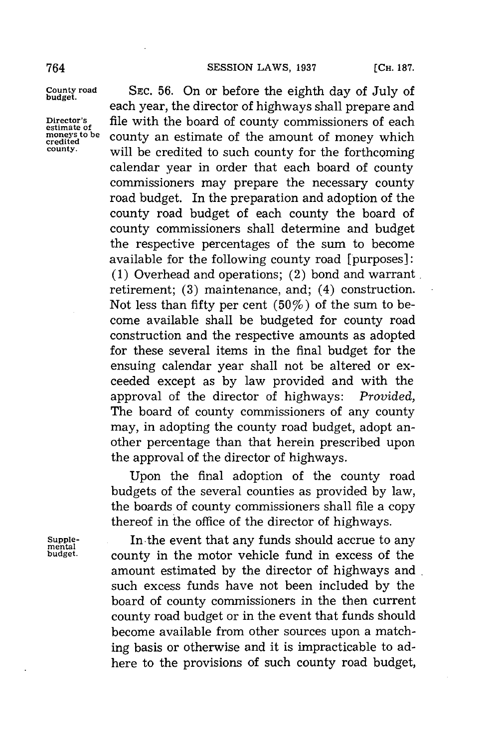County road budget.

Director's estimate of moneys to be credited county.

SEC. 56. On or before the eighth day of July of each year, the director of highways shall prepare and file with the board of county commissioners of each county an estimate of the amount of money which will be credited to such county for the forthcoming calendar year in order that each board of county commissioners may prepare the necessary county road budget. In the preparation and adoption of the county road budget of each county the board of county commissioners shall determine and budget the respective percentages of the sum to become available for the following county road [purposes]: (1) Overhead and operations; (2) bond and warrant retirement; (3) maintenance, and; (4) construction. Not less than fifty per cent (50%) of the sum to become available shall be budgeted for county road construction and the respective amounts as adopted for these several items in the final budget for the ensuing calendar year shall not be altered or exceeded except as by law provided and with the approval of the director of highways: *Provided,* The board of county commissioners of any county may, in adopting the county road budget, adopt another percentage than that herein prescribed upon the approval of the director of highways.

Upon the final adoption of the county road budgets of the several counties as provided by law, the boards of county commissioners shall file a copy thereof in the office of the director of highways.

Supplemental budget.

In the event that any funds should accrue to any county in the motor vehicle fund in excess of the amount estimated by the director of highways and such excess funds have not been included by the board of county commissioners in the then current county road budget or in the event that funds should become available from other sources upon a matching basis or otherwise and it is impracticable to adhere to the provisions of such county road budget,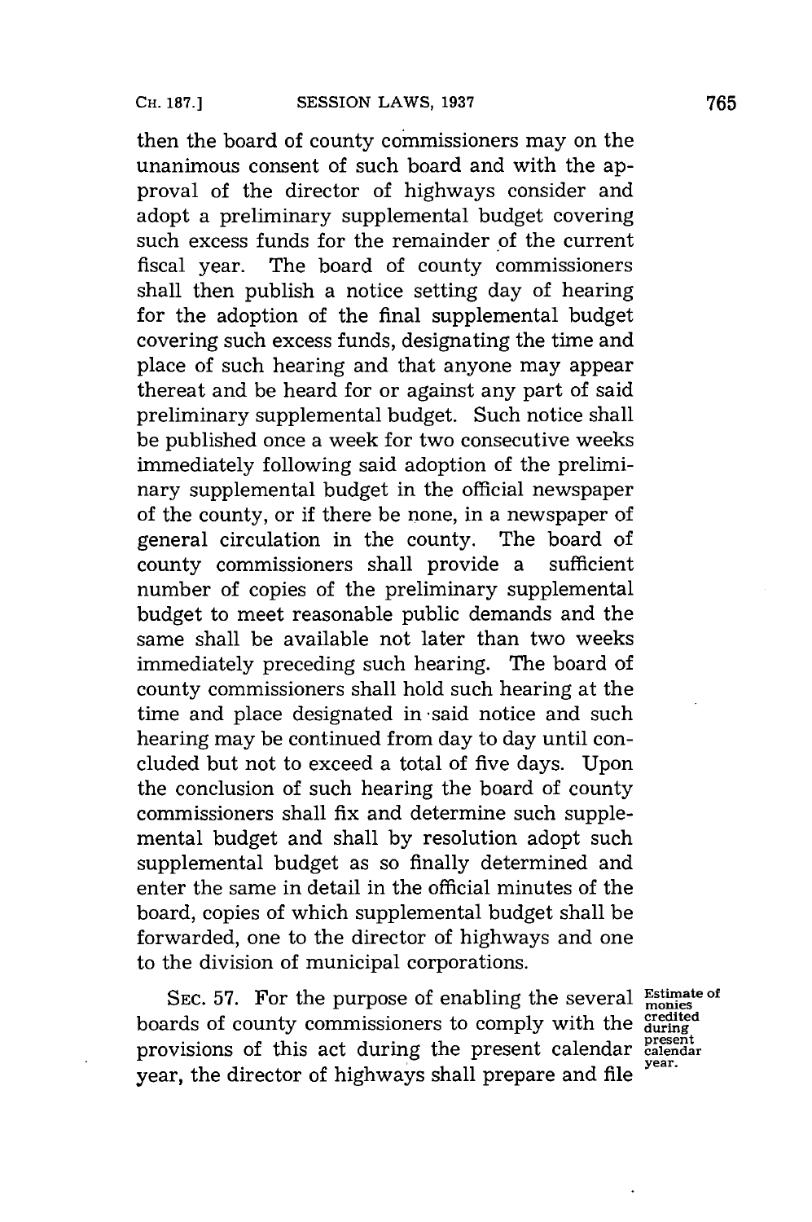then the board of county commissioners may on the unanimous consent of such board and with the approval of the director of highways consider and adopt a preliminary supplemental budget covering such excess funds for the remainder of the current fiscal year. The board of county commissioners shall then publish a notice setting day of hearing for the adoption of the final supplemental budget covering such excess funds, designating the time and place of such hearing and that anyone may appear thereat and be heard for or against any part of said preliminary supplemental budget. Such notice shall be published once a week for two consecutive weeks immediately following said adoption of the preliminary supplemental budget in the official newspaper of the county, or if there be none, in a newspaper of general circulation in the county. The board of county commissioners shall provide a sufficient number of copies of the preliminary supplemental budget to meet reasonable public demands and the same shall be available not later than two weeks immediately preceding such hearing. The board of county commissioners shall hold such hearing at the time and place designated in said notice and such hearing may be continued from day to day until concluded but not to exceed a total of five days. Upon the conclusion of such hearing the board of county commissioners shall fix and determine such supplemental budget and shall by resolution adopt such supplemental budget as so finally determined and enter the same in detail in the official minutes of the board, copies of which supplemental budget shall be forwarded, one to the director of highways and one to the division of municipal corporations.

*Estimate of monies credited during present calendar year.*

SEC. 57. For the purpose of enabling the several boards of county commissioners to comply with the provisions of this act during the present calendar year, the director of highways shall prepare and file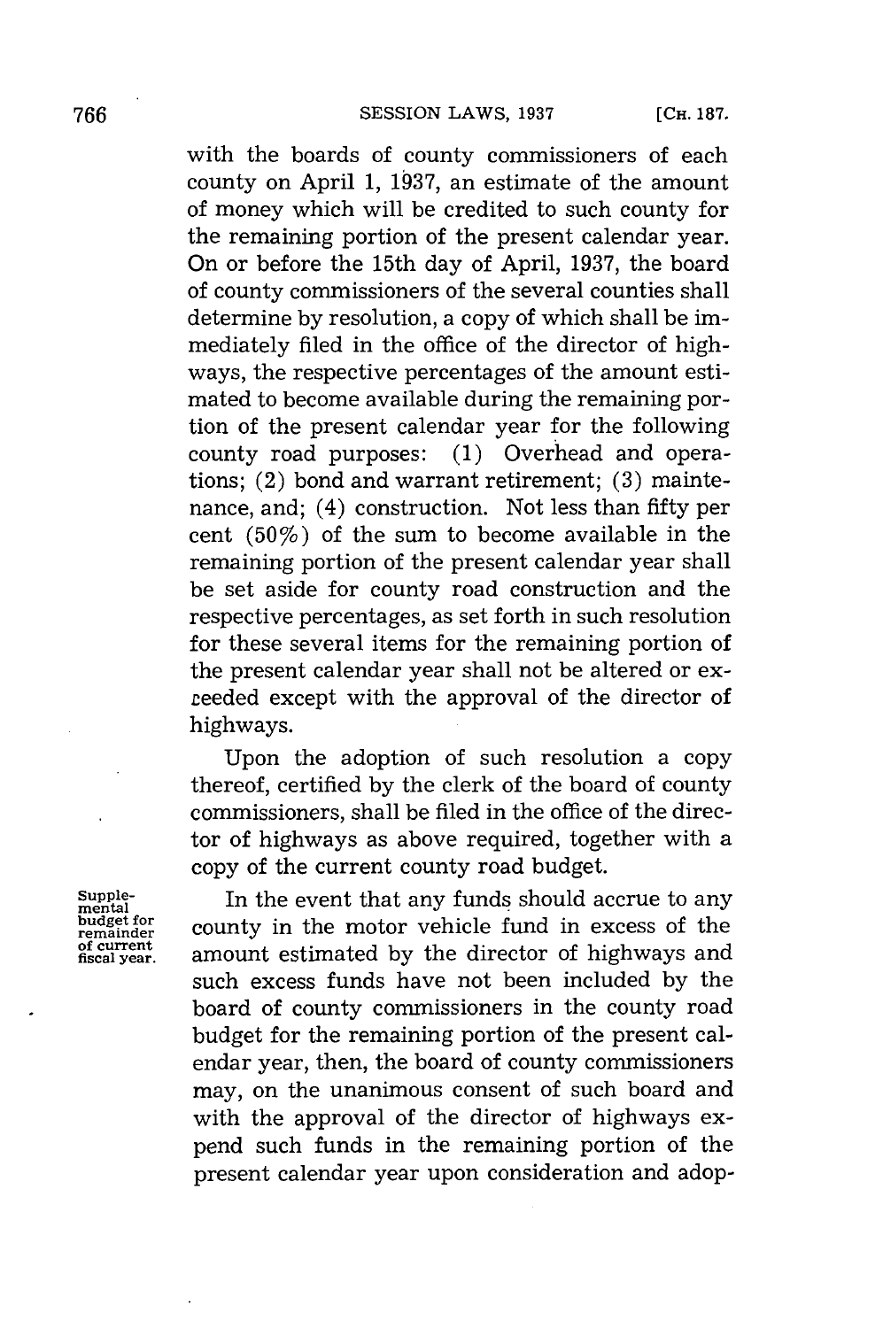with the boards of county commissioners of each county on April 1, 1937, an estimate of the amount of money which will be credited to such county for the remaining portion of the present calendar year. On or before the 15th day of April, 1937, the board of county commissioners of the several counties shall determine by resolution, a copy of which shall be immediately filed in the office of the director of highways, the respective percentages of the amount estimated to become available during the remaining portion of the present calendar year for the following county road purposes: (1) Overhead and operations; (2) bond and warrant retirement; (3) maintenance, and; (4) construction. Not less than fifty per cent (50%) of the sum to become available in the remaining portion of the present calendar year shall be set aside for county road construction and the respective percentages, as set forth in such resolution for these several items for the remaining portion of the present calendar year shall not be altered or exceeded except with the approval of the director of highways.

Upon the adoption of such resolution a copy thereof, certified by the clerk of the board of county commissioners, shall be filed in the office of the director of highways as above required, together with a copy of the current county road budget.

Supplemental budget for remainder of current fiscal year.

In the event that any funds should accrue to any county in the motor vehicle fund in excess of the amount estimated by the director of highways and such excess funds have not been included by the board of county commissioners in the county road budget for the remaining portion of the present calendar year, then, the board of county commissioners may, on the unanimous consent of such board and with the approval of the director of highways expend such funds in the remaining portion of the present calendar year upon consideration and adop-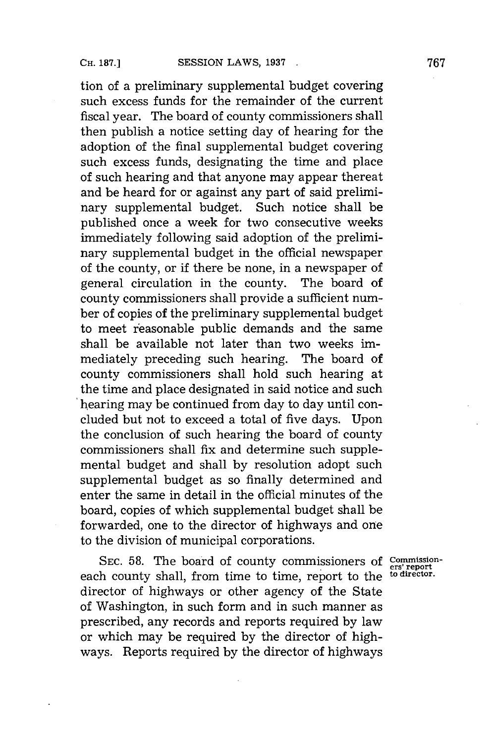tion of a preliminary supplemental budget covering such excess funds for the remainder of the current fiscal year. The board of county commissioners shall then publish a notice setting day of hearing for the adoption of the final supplemental budget covering such excess funds, designating the time and place of such hearing and that anyone may appear thereat and be heard for or against any part of said preliminary supplemental budget. Such notice shall be published once a week for two consecutive weeks immediately following said adoption of the preliminary supplemental budget in the official newspaper of the county, or if there be none, in a newspaper of general circulation in the county. The board of county commissioners shall provide a sufficient number of copies of the preliminary supplemental budget to meet reasonable public demands and the same shall be available not later than two weeks immediately preceding such hearing. The board of county commissioners shall hold such hearing at the time and place designated in said notice and such hearing may be continued from day to day until concluded but not to exceed a total of five days. Upon the conclusion of such hearing the board of county commissioners shall fix and determine such supplemental budget and shall by resolution adopt such supplemental budget as so finally determined and enter the same in detail in the official minutes of the board, copies of which supplemental budget shall be forwarded, one to the director of highways and one to the division of municipal corporations.

**Commissioners' report to director.**

SEC. 58. The board of county commissioners of each county shall, from time to time, report to the director of highways or other agency of the State of Washington, in such form and in such manner as prescribed, any records and reports required by law or which may be required by the director of highways. Reports required by the director of highways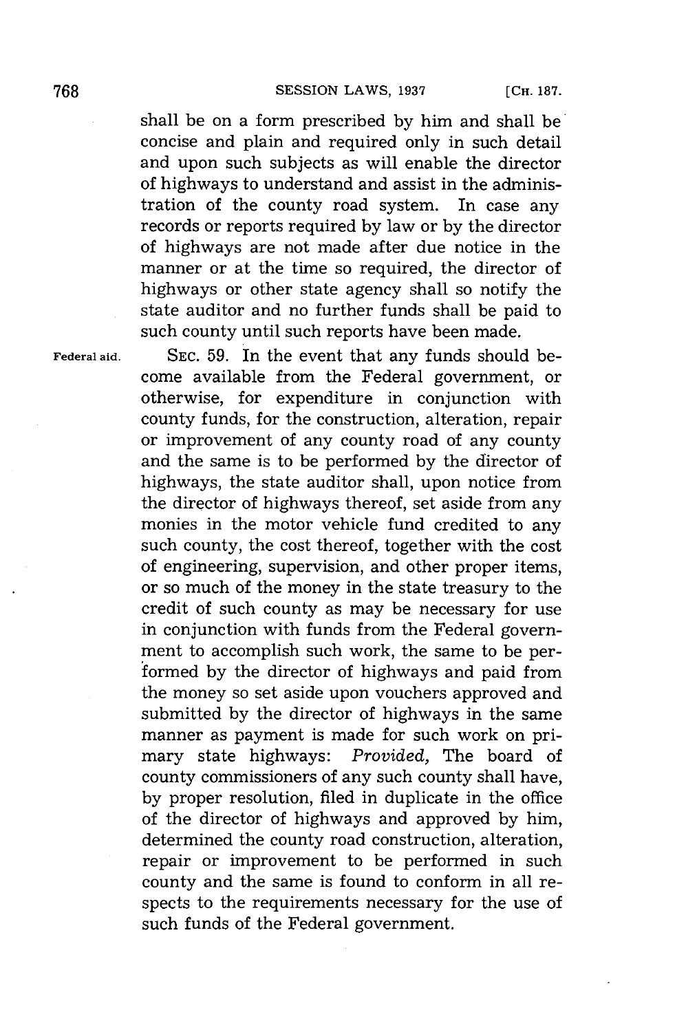shall be on a form prescribed by him and shall be concise and plain and required only in such detail and upon such subjects as will enable the director of highways to understand and assist in the administration of the county road system. In case any records or reports required by law or by the director of highways are not made after due notice in the manner or at the time so required, the director of highways or other state agency shall so notify the state auditor and no further funds shall be paid to such county until such reports have been made.

Federal aid.

SEC. 59. In the event that any funds should become available from the Federal government, or otherwise, for expenditure in conjunction with county funds, for the construction, alteration, repair or improvement of any county road of any county and the same is to be performed by the director of highways, the state auditor shall, upon notice from the director of highways thereof, set aside from any monies in the motor vehicle fund credited to any such county, the cost thereof, together with the cost of engineering, supervision, and other proper items, or so much of the money in the state treasury to the credit of such county as may be necessary for use in conjunction with funds from the Federal government to accomplish such work, the same to be performed by the director of highways and paid from the money so set aside upon vouchers approved and submitted by the director of highways in the same manner as payment is made for such work on primary state highways: *Provided,* The board of county commissioners of any such county shall have, by proper resolution, filed in duplicate in the office of the director of highways and approved by him, determined the county road construction, alteration, repair or improvement to be performed in such county and the same is found to conform in all respects to the requirements necessary for the use of such funds of the Federal government.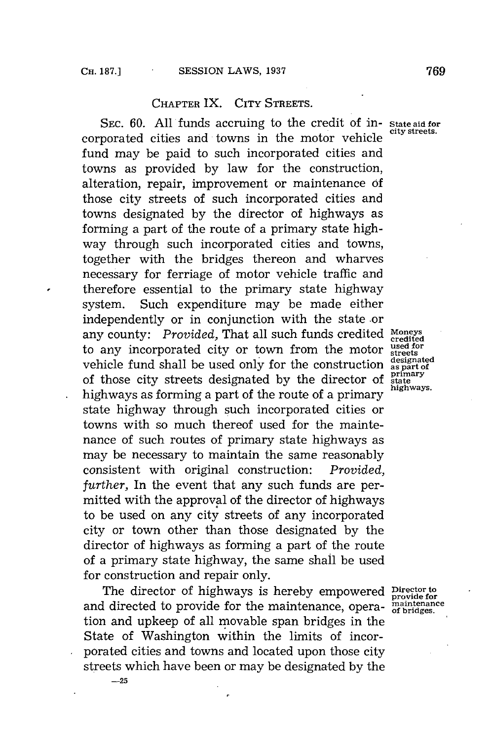## CHAPTER IX. CITY STREETS.

SEC. 60. All funds accruing to the credit of incorporated cities and towns in the motor vehicle fund may be paid to such incorporated cities and towns as provided by law for the construction, alteration, repair, improvement or maintenance of those city streets of such incorporated cities and towns designated by the director of highways as forming a part of the route of a primary state highway through such incorporated cities and towns, together with the bridges thereon and wharves necessary for ferriage of motor vehicle traffic and therefore essential to the primary state highway system. Such expenditure may be made either independently or in conjunction with the state or any county: *Provided*, That all such funds credited to any incorporated city or town from the motor vehicle fund shall be used only for the construction of those city streets designated by the director of highways as forming a part of the route of a primary state highway through such incorporated cities or towns with so much thereof used for the maintenance of such routes of primary state highways as may be necessary to maintain the same reasonably consistent with original construction: *Provided, further*, In the event that any such funds are permitted with the approval of the director of highways to be used on any city streets of any incorporated city or town other than those designated by the director of highways as forming a part of the route of a primary state highway, the same shall be used for construction and repair only.

State aid for city streets.

Moneys credited used for streets designated as part of primary state highways.

The director of highways is hereby empowered and directed to provide for the maintenance, operation and upkeep of all movable span bridges in the State of Washington within the limits of incorporated cities and towns and located upon those city streets which have been or may be designated by the

Director to provide for maintenance of bridges.

—25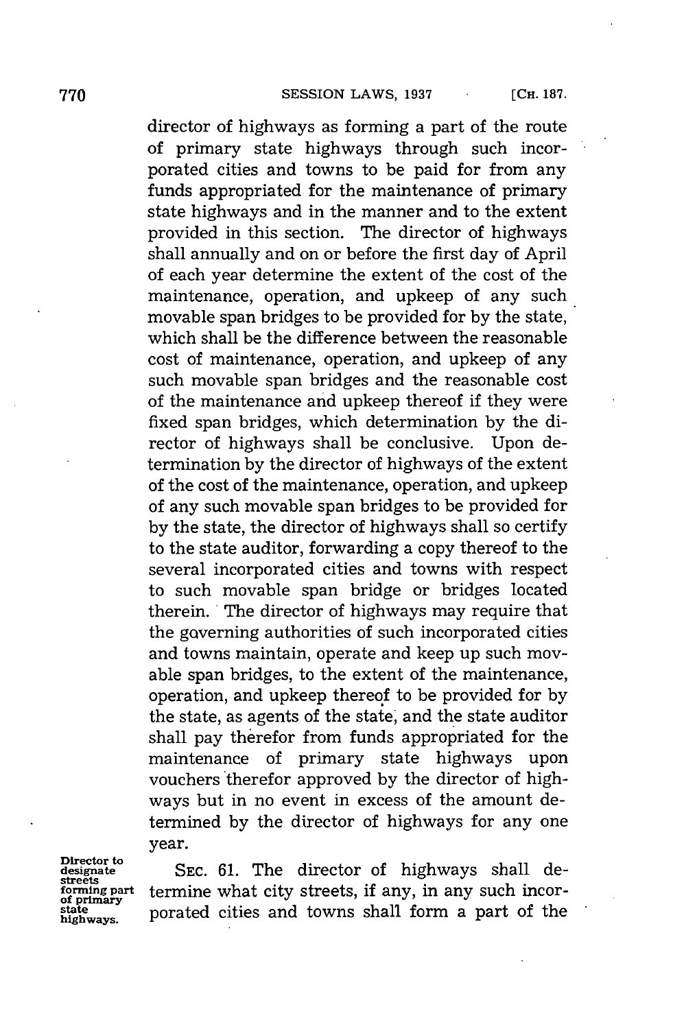director of highways as forming a part of the route of primary state highways through such incorporated cities and towns to be paid for from any funds appropriated for the maintenance of primary state highways and in the manner and to the extent provided in this section. The director of highways shall annually and on or before the first day of April of each year determine the extent of the cost of the maintenance, operation, and upkeep of any such movable span bridges to be provided for by the state, which shall be the difference between the reasonable cost of maintenance, operation, and upkeep of any such movable span bridges and the reasonable cost of the maintenance and upkeep thereof if they were fixed span bridges, which determination by the director of highways shall be conclusive. Upon determination by the director of highways of the extent of the cost of the maintenance, operation, and upkeep of any such movable span bridges to be provided for by the state, the director of highways shall so certify to the state auditor, forwarding a copy thereof to the several incorporated cities and towns with respect to such movable span bridge or bridges located therein. The director of highways may require that the governing authorities of such incorporated cities and towns maintain, operate and keep up such movable span bridges, to the extent of the maintenance, operation, and upkeep thereof to be provided for by the state, as agents of the state, and the state auditor shall pay therefor from funds appropriated for the maintenance of primary state highways upon vouchers therefor approved by the director of highways but in no event in excess of the amount determined by the director of highways for any one year.

*Director to designate streets forming part of primary state highways.*

SEC. 61. The director of highways shall determine what city streets, if any, in any such incorporated cities and towns shall form a part of the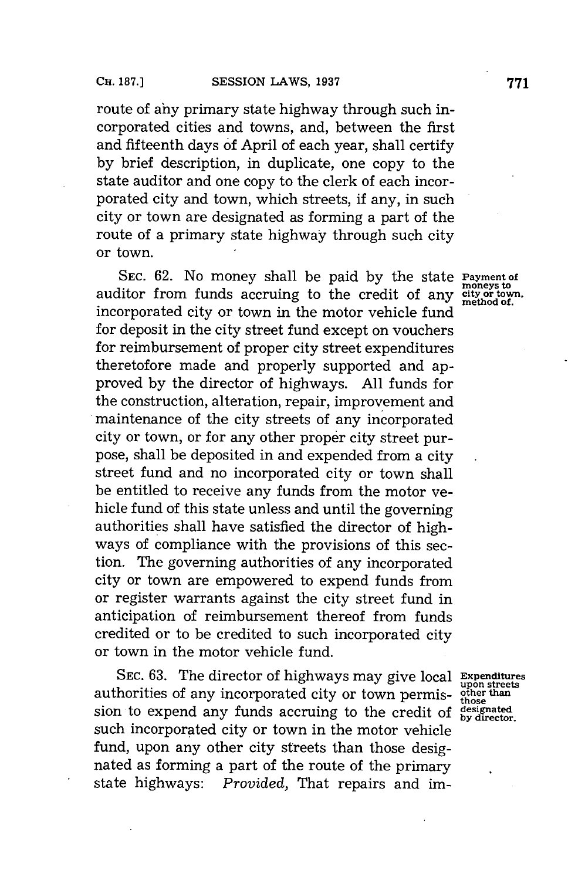route of any primary state highway through such incorporated cities and towns, and, between the first and fifteenth days of April of each year, shall certify by brief description, in duplicate, one copy to the state auditor and one copy to the clerk of each incorporated city and town, which streets, if any, in such city or town are designated as forming a part of the route of a primary state highway through such city or town.

Payment of moneys to city or town, method of.

SEC. 62. No money shall be paid by the state auditor from funds accruing to the credit of any incorporated city or town in the motor vehicle fund for deposit in the city street fund except on vouchers for reimbursement of proper city street expenditures theretofore made and properly supported and approved by the director of highways. All funds for the construction, alteration, repair, improvement and maintenance of the city streets of any incorporated city or town, or for any other proper city street purpose, shall be deposited in and expended from a city street fund and no incorporated city or town shall be entitled to receive any funds from the motor vehicle fund of this state unless and until the governing authorities shall have satisfied the director of highways of compliance with the provisions of this section. The governing authorities of any incorporated city or town are empowered to expend funds from or register warrants against the city street fund in anticipation of reimbursement thereof from funds credited or to be credited to such incorporated city or town in the motor vehicle fund.

Expenditures upon streets other than those designated by director.

SEC. 63. The director of highways may give local authorities of any incorporated city or town permission to expend any funds accruing to the credit of such incorporated city or town in the motor vehicle fund, upon any other city streets than those designated as forming a part of the route of the primary state highways: *Provided*, That repairs and im-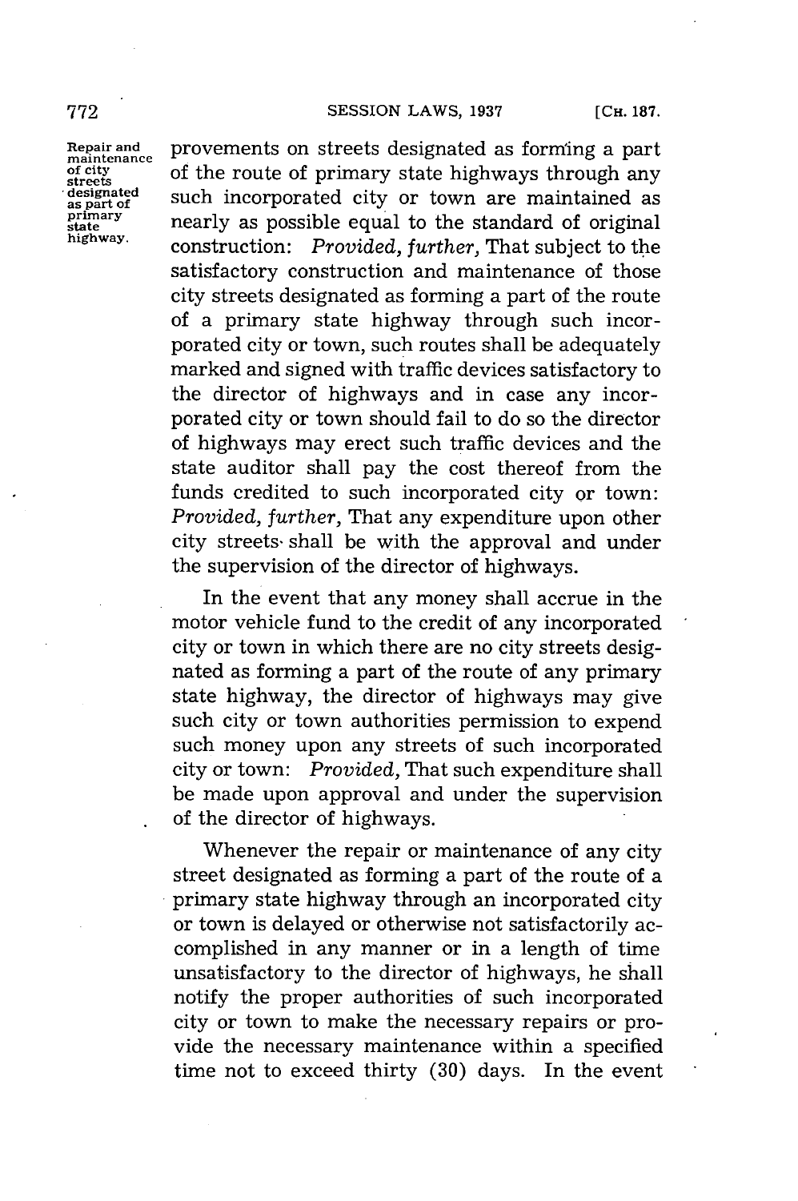provements on streets designated as forming a part of the route of primary state highways through any such incorporated city or town are maintained as nearly as possible equal to the standard of original construction: *Provided, further,* That subject to the satisfactory construction and maintenance of those city streets designated as forming a part of the route of a primary state highway through such incorporated city or town, such routes shall be adequately marked and signed with traffic devices satisfactory to the director of highways and in case any incorporated city or town should fail to do so the director of highways may erect such traffic devices and the state auditor shall pay the cost thereof from the funds credited to such incorporated city or town: *Provided, further,* That any expenditure upon other city streets shall be with the approval and under the supervision of the director of highways.

Repair and maintenance of city streets designated as part of primary state highway.

In the event that any money shall accrue in the motor vehicle fund to the credit of any incorporated city or town in which there are no city streets designated as forming a part of the route of any primary state highway, the director of highways may give such city or town authorities permission to expend such money upon any streets of such incorporated city or town: *Provided,* That such expenditure shall be made upon approval and under the supervision of the director of highways.

Whenever the repair or maintenance of any city street designated as forming a part of the route of a primary state highway through an incorporated city or town is delayed or otherwise not satisfactorily accomplished in any manner or in a length of time unsatisfactory to the director of highways, he shall notify the proper authorities of such incorporated city or town to make the necessary repairs or provide the necessary maintenance within a specified time not to exceed thirty (30) days. In the event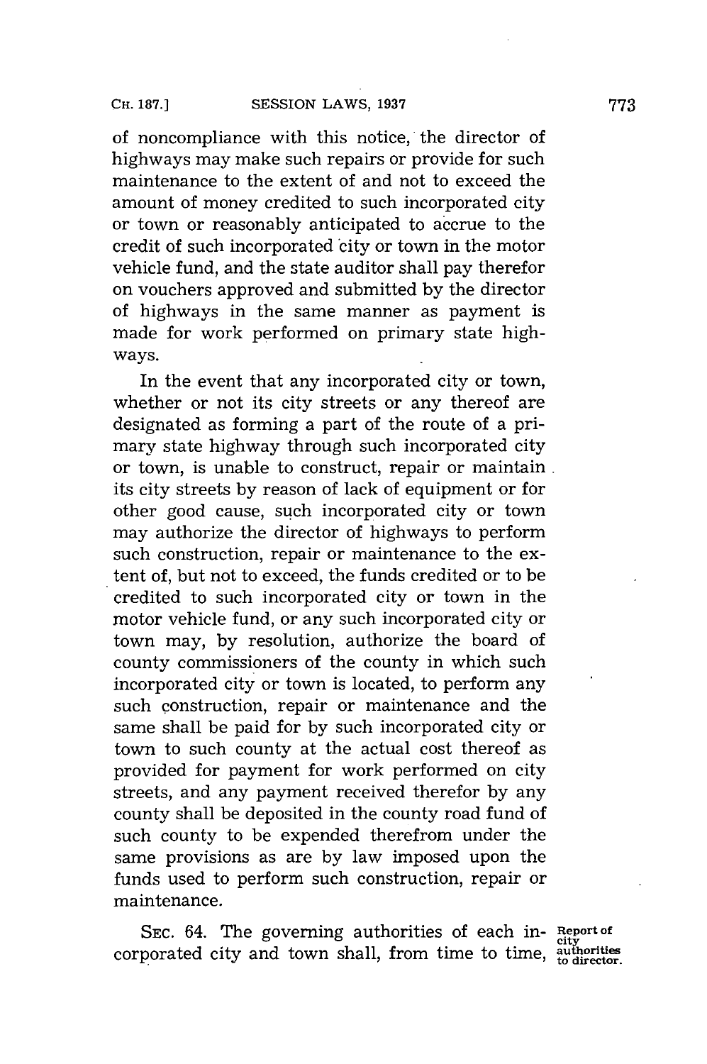of noncompliance with this notice, the director of highways may make such repairs or provide for such maintenance to the extent of and not to exceed the amount of money credited to such incorporated city or town or reasonably anticipated to accrue to the credit of such incorporated city or town in the motor vehicle fund, and the state auditor shall pay therefor on vouchers approved and submitted by the director of highways in the same manner as payment is made for work performed on primary state highways.

In the event that any incorporated city or town, whether or not its city streets or any thereof are designated as forming a part of the route of a primary state highway through such incorporated city or town, is unable to construct, repair or maintain its city streets by reason of lack of equipment or for other good cause, such incorporated city or town may authorize the director of highways to perform such construction, repair or maintenance to the extent of, but not to exceed, the funds credited or to be credited to such incorporated city or town in the motor vehicle fund, or any such incorporated city or town may, by resolution, authorize the board of county commissioners of the county in which such incorporated city or town is located, to perform any such construction, repair or maintenance and the same shall be paid for by such incorporated city or town to such county at the actual cost thereof as provided for payment for work performed on city streets, and any payment received therefor by any county shall be deposited in the county road fund of such county to be expended therefrom under the same provisions as are by law imposed upon the funds used to perform such construction, repair or maintenance.

SEC. 64. The governing authorities of each incorporated city and town shall, from time to time, *Report of city authorities to director.*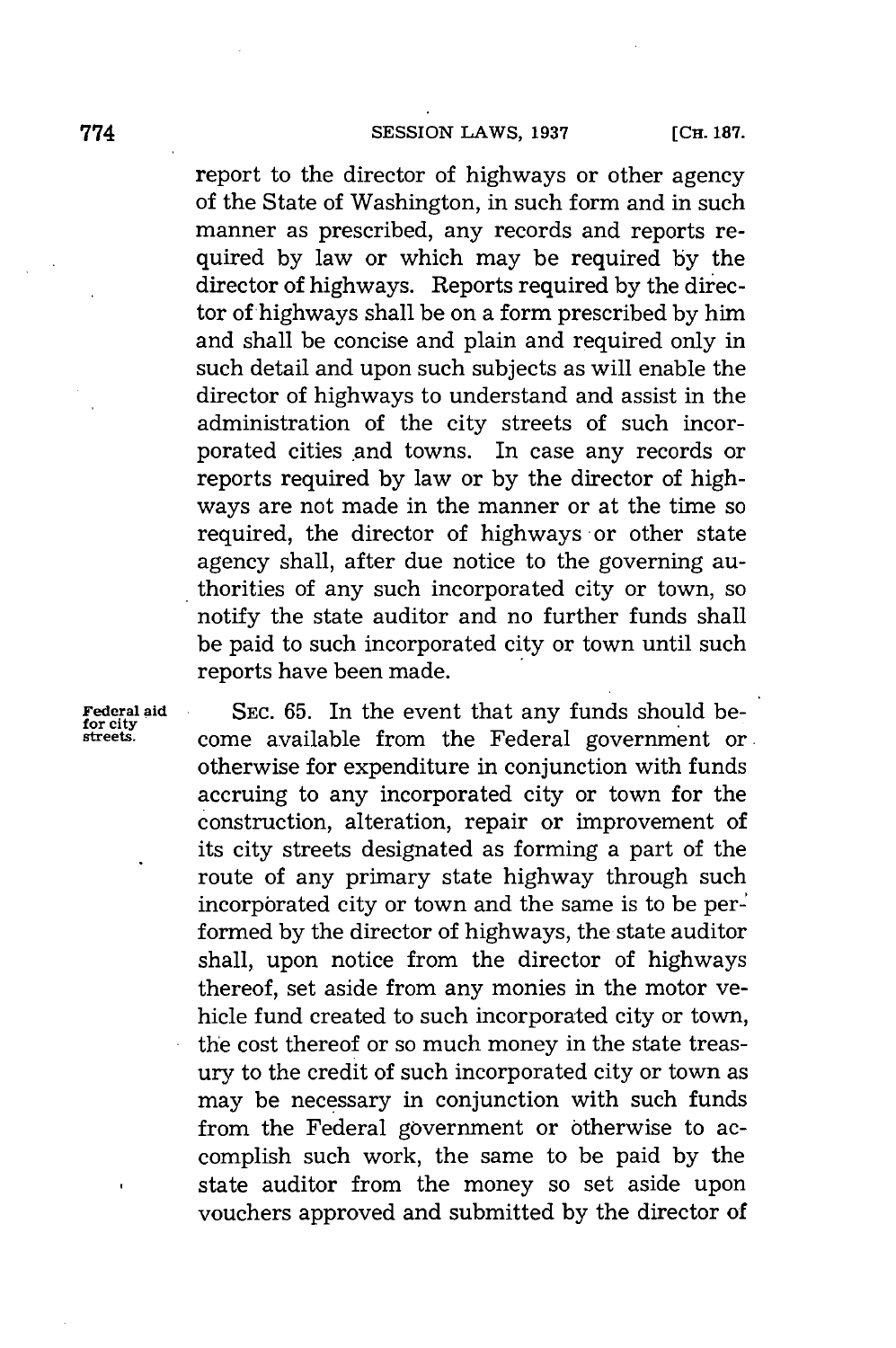report to the director of highways or other agency of the State of Washington, in such form and in such manner as prescribed, any records and reports required by law or which may be required by the director of highways. Reports required by the director of highways shall be on a form prescribed by him and shall be concise and plain and required only in such detail and upon such subjects as will enable the director of highways to understand and assist in the administration of the city streets of such incorporated cities and towns. In case any records or reports required by law or by the director of highways are not made in the manner or at the time so required, the director of highways or other state agency shall, after due notice to the governing authorities of any such incorporated city or town, so notify the state auditor and no further funds shall be paid to such incorporated city or town until such reports have been made.

Federal aid for city streets.

SEC. 65. In the event that any funds should become available from the Federal government or otherwise for expenditure in conjunction with funds accruing to any incorporated city or town for the construction, alteration, repair or improvement of its city streets designated as forming a part of the route of any primary state highway through such incorporated city or town and the same is to be performed by the director of highways, the state auditor shall, upon notice from the director of highways thereof, set aside from any monies in the motor vehicle fund created to such incorporated city or town, the cost thereof or so much money in the state treasury to the credit of such incorporated city or town as may be necessary in conjunction with such funds from the Federal government or otherwise to accomplish such work, the same to be paid by the state auditor from the money so set aside upon vouchers approved and submitted by the director of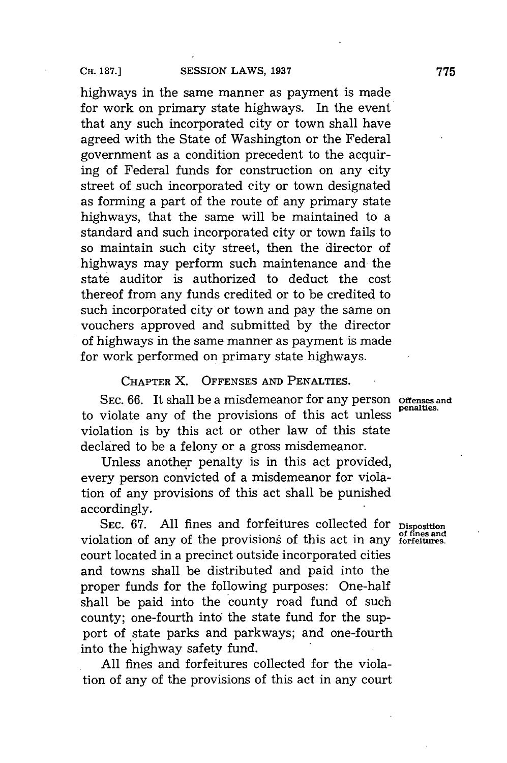highways in the same manner as payment is made for work on primary state highways. In the event that any such incorporated city or town shall have agreed with the State of Washington or the Federal government as a condition precedent to the acquiring of Federal funds for construction on any city street of such incorporated city or town designated as forming a part of the route of any primary state highways, that the same will be maintained to a standard and such incorporated city or town fails to so maintain such city street, then the director of highways may perform such maintenance and the state auditor is authorized to deduct the cost thereof from any funds credited or to be credited to such incorporated city or town and pay the same on vouchers approved and submitted by the director of highways in the same manner as payment is made for work performed on primary state highways.

## CHAPTER X. OFFENSES AND PENALTIES.

**Offenses and penalties.**

SEC. 66. It shall be a misdemeanor for any person to violate any of the provisions of this act unless violation is by this act or other law of this state declared to be a felony or a gross misdemeanor.

Unless another penalty is in this act provided, every person convicted of a misdemeanor for violation of any provisions of this act shall be punished accordingly.

**Disposition of fines and forfeitures.**

SEC. 67. All fines and forfeitures collected for violation of any of the provisions of this act in any court located in a precinct outside incorporated cities and towns shall be distributed and paid into the proper funds for the following purposes: One-half shall be paid into the county road fund of such county; one-fourth into the state fund for the support of state parks and parkways; and one-fourth into the highway safety fund.

All fines and forfeitures collected for the violation of any of the provisions of this act in any court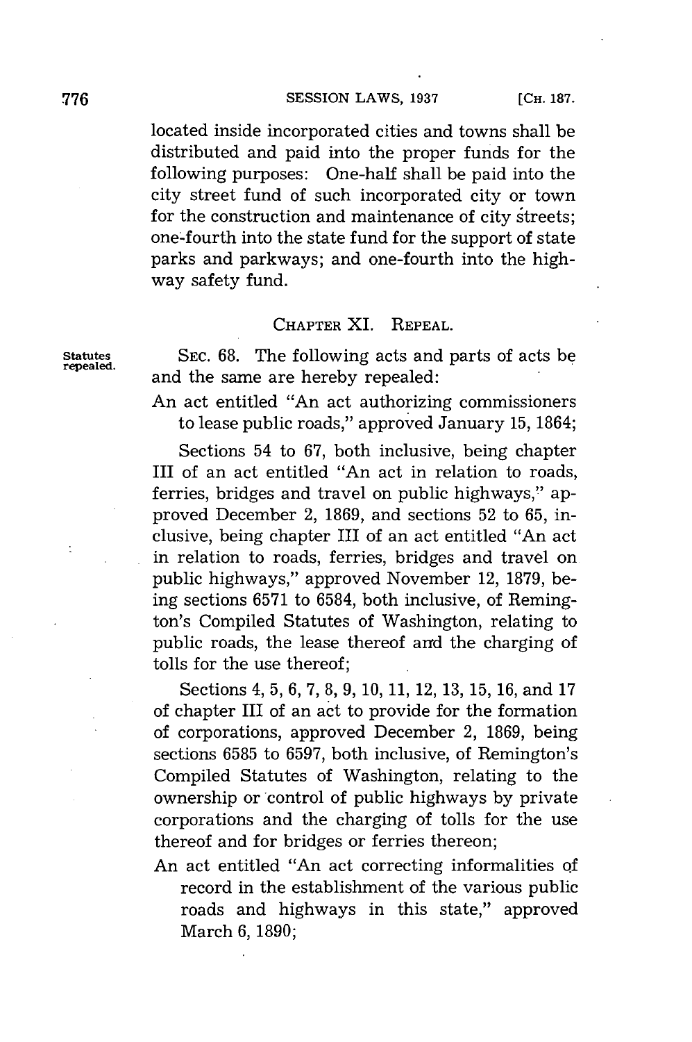located inside incorporated cities and towns shall be distributed and paid into the proper funds for the following purposes: One-half shall be paid into the city street fund of such incorporated city or town for the construction and maintenance of city streets; one-fourth into the state fund for the support of state parks and parkways; and one-fourth into the highway safety fund.

## CHAPTER XI. REPEAL.

Statutes repealed.

SEC. 68. The following acts and parts of acts be and the same are hereby repealed:

An act entitled "An act authorizing commissioners to lease public roads," approved January 15, 1864;

Sections 54 to 67, both inclusive, being chapter III of an act entitled "An act in relation to roads, ferries, bridges and travel on public highways," approved December 2, 1869, and sections 52 to 65, inclusive, being chapter III of an act entitled "An act in relation to roads, ferries, bridges and travel on public highways," approved November 12, 1879, being sections 6571 to 6584, both inclusive, of Remington's Compiled Statutes of Washington, relating to public roads, the lease thereof and the charging of tolls for the use thereof;

Sections 4, 5, 6, 7, 8, 9, 10, 11, 12, 13, 15, 16, and 17 of chapter III of an act to provide for the formation of corporations, approved December 2, 1869, being sections 6585 to 6597, both inclusive, of Remington's Compiled Statutes of Washington, relating to the ownership or control of public highways by private corporations and the charging of tolls for the use thereof and for bridges or ferries thereon;

An act entitled "An act correcting informalities of record in the establishment of the various public roads and highways in this state," approved March 6, 1890;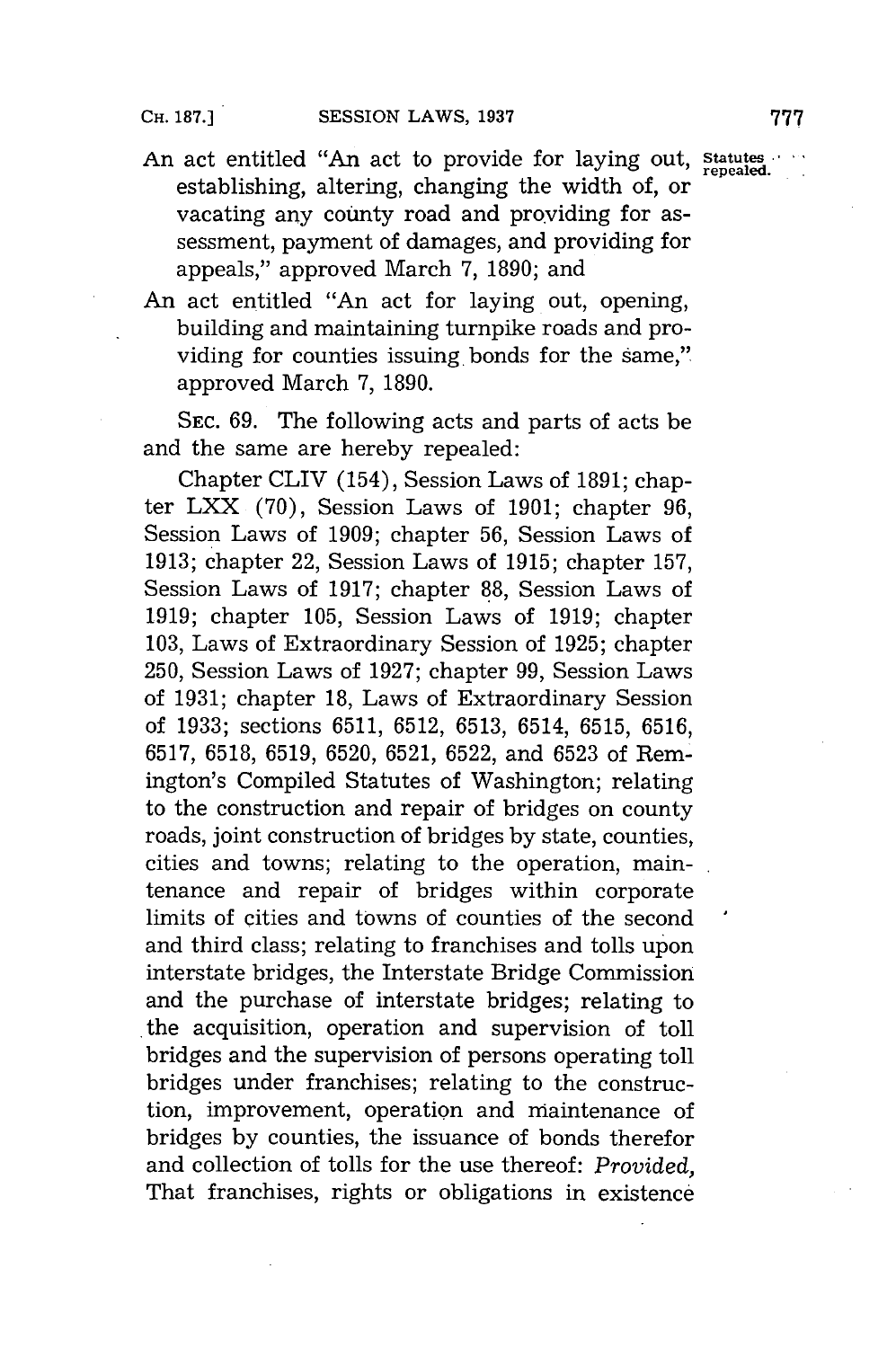An act entitled "An act to provide for laying out, establishing, altering, changing the width of, or vacating any county road and providing for assessment, payment of damages, and providing for appeals," approved March 7, 1890; and

An act entitled "An act for laying out, opening, building and maintaining turnpike roads and providing for counties issuing bonds for the same," approved March 7, 1890.

Statutes repealed.

SEC. 69. The following acts and parts of acts be and the same are hereby repealed:

Chapter CLIV (154), Session Laws of 1891; chapter LXX (70), Session Laws of 1901; chapter 96, Session Laws of 1909; chapter 56, Session Laws of 1913; chapter 22, Session Laws of 1915; chapter 157, Session Laws of 1917; chapter 88, Session Laws of 1919; chapter 105, Session Laws of 1919; chapter 103, Laws of Extraordinary Session of 1925; chapter 250, Session Laws of 1927; chapter 99, Session Laws of 1931; chapter 18, Laws of Extraordinary Session of 1933; sections 6511, 6512, 6513, 6514, 6515, 6516, 6517, 6518, 6519, 6520, 6521, 6522, and 6523 of Remington's Compiled Statutes of Washington; relating to the construction and repair of bridges on county roads, joint construction of bridges by state, counties, cities and towns; relating to the operation, maintenance and repair of bridges within corporate limits of cities and towns of counties of the second and third class; relating to franchises and tolls upon interstate bridges, the Interstate Bridge Commission and the purchase of interstate bridges; relating to the acquisition, operation and supervision of toll bridges and the supervision of persons operating toll bridges under franchises; relating to the construction, improvement, operation and maintenance of bridges by counties, the issuance of bonds therefor and collection of tolls for the use thereof: *Provided*, That franchises, rights or obligations in existence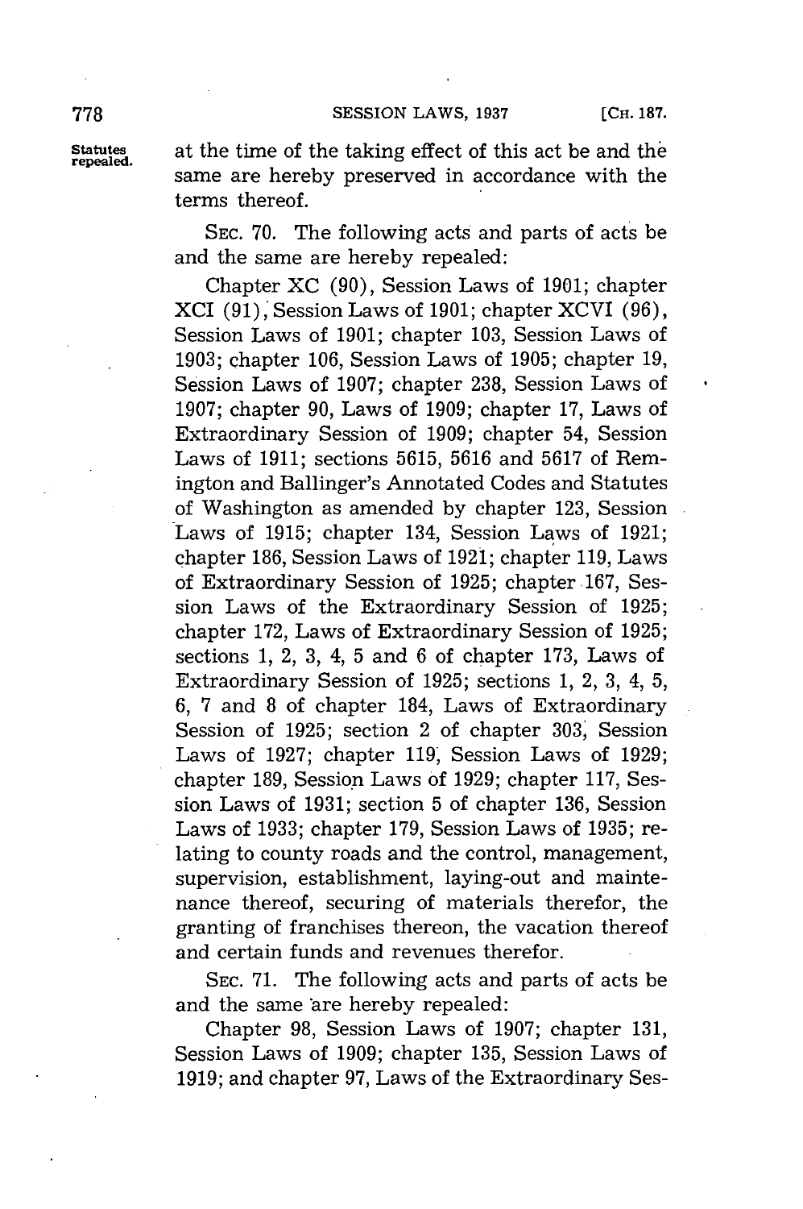at the time of the taking effect of this act be and the same are hereby preserved in accordance with the terms thereof.

SEC. 70. The following acts and parts of acts be and the same are hereby repealed:

Chapter XC (90), Session Laws of 1901; chapter XCI (91), Session Laws of 1901; chapter XCVI (96), Session Laws of 1901; chapter 103, Session Laws of 1903; chapter 106, Session Laws of 1905; chapter 19, Session Laws of 1907; chapter 238, Session Laws of 1907; chapter 90, Laws of 1909; chapter 17, Laws of Extraordinary Session of 1909; chapter 54, Session Laws of 1911; sections 5615, 5616 and 5617 of Remington and Ballinger's Annotated Codes and Statutes of Washington as amended by chapter 123, Session Laws of 1915; chapter 134, Session Laws of 1921; chapter 186, Session Laws of 1921; chapter 119, Laws of Extraordinary Session of 1925; chapter 167, Session Laws of the Extraordinary Session of 1925; chapter 172, Laws of Extraordinary Session of 1925; sections 1, 2, 3, 4, 5 and 6 of chapter 173, Laws of Extraordinary Session of 1925; sections 1, 2, 3, 4, 5, 6, 7 and 8 of chapter 184, Laws of Extraordinary Session of 1925; section 2 of chapter 303, Session Laws of 1927; chapter 119, Session Laws of 1929; chapter 189, Session Laws of 1929; chapter 117, Session Laws of 1931; section 5 of chapter 136, Session Laws of 1933; chapter 179, Session Laws of 1935; relating to county roads and the control, management, supervision, establishment, laying-out and maintenance thereof, securing of materials therefor, the granting of franchises thereon, the vacation thereof and certain funds and revenues therefor.

SEC. 71. The following acts and parts of acts be and the same are hereby repealed:

Chapter 98, Session Laws of 1907; chapter 131, Session Laws of 1909; chapter 135, Session Laws of 1919; and chapter 97, Laws of the Extraordinary Ses-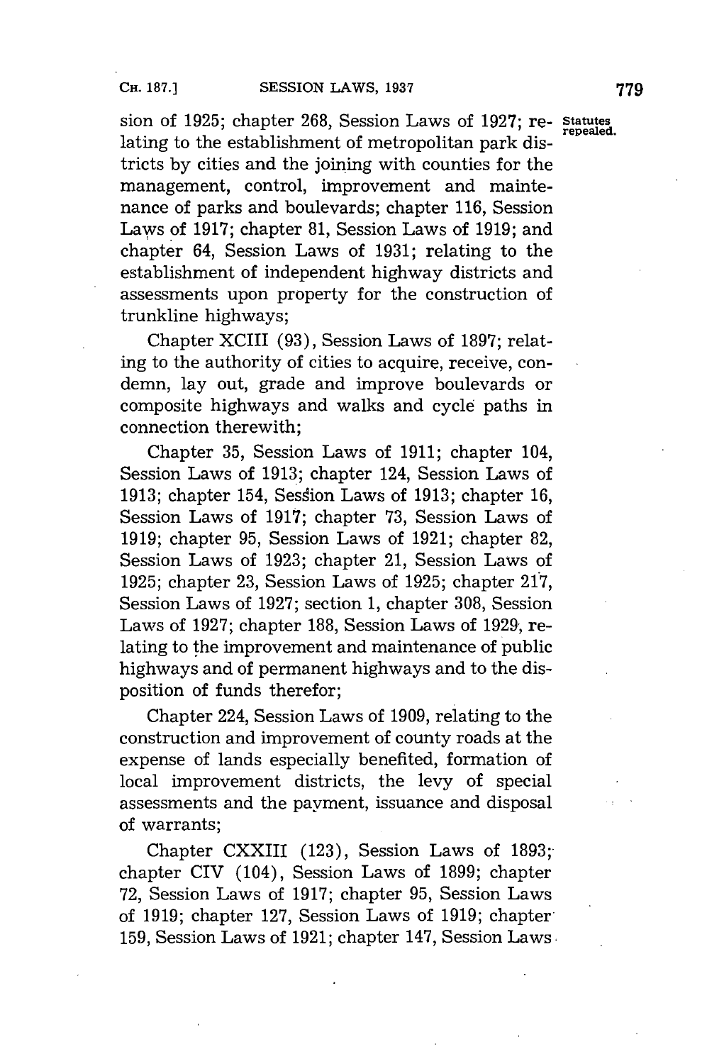sion of 1925; chapter 268, Session Laws of 1927; relating to the establishment of metropolitan park districts by cities and the joining with counties for the management, control, improvement and maintenance of parks and boulevards; chapter 116, Session Laws of 1917; chapter 81, Session Laws of 1919; and chapter 64, Session Laws of 1931; relating to the establishment of independent highway districts and assessments upon property for the construction of trunkline highways;

Statutes repealed.

Chapter XCIII (93), Session Laws of 1897; relating to the authority of cities to acquire, receive, condemn, lay out, grade and improve boulevards or composite highways and walks and cycle paths in connection therewith;

Chapter 35, Session Laws of 1911; chapter 104, Session Laws of 1913; chapter 124, Session Laws of 1913; chapter 154, Session Laws of 1913; chapter 16, Session Laws of 1917; chapter 73, Session Laws of 1919; chapter 95, Session Laws of 1921; chapter 82, Session Laws of 1923; chapter 21, Session Laws of 1925; chapter 23, Session Laws of 1925; chapter 217, Session Laws of 1927; section 1, chapter 308, Session Laws of 1927; chapter 188, Session Laws of 1929, relating to the improvement and maintenance of public highways and of permanent highways and to the disposition of funds therefor;

Chapter 224, Session Laws of 1909, relating to the construction and improvement of county roads at the expense of lands especially benefited, formation of local improvement districts, the levy of special assessments and the payment, issuance and disposal of warrants;

Chapter CXXIII (123), Session Laws of 1893; chapter CIV (104), Session Laws of 1899; chapter 72, Session Laws of 1917; chapter 95, Session Laws of 1919; chapter 127, Session Laws of 1919; chapter 159, Session Laws of 1921; chapter 147, Session Laws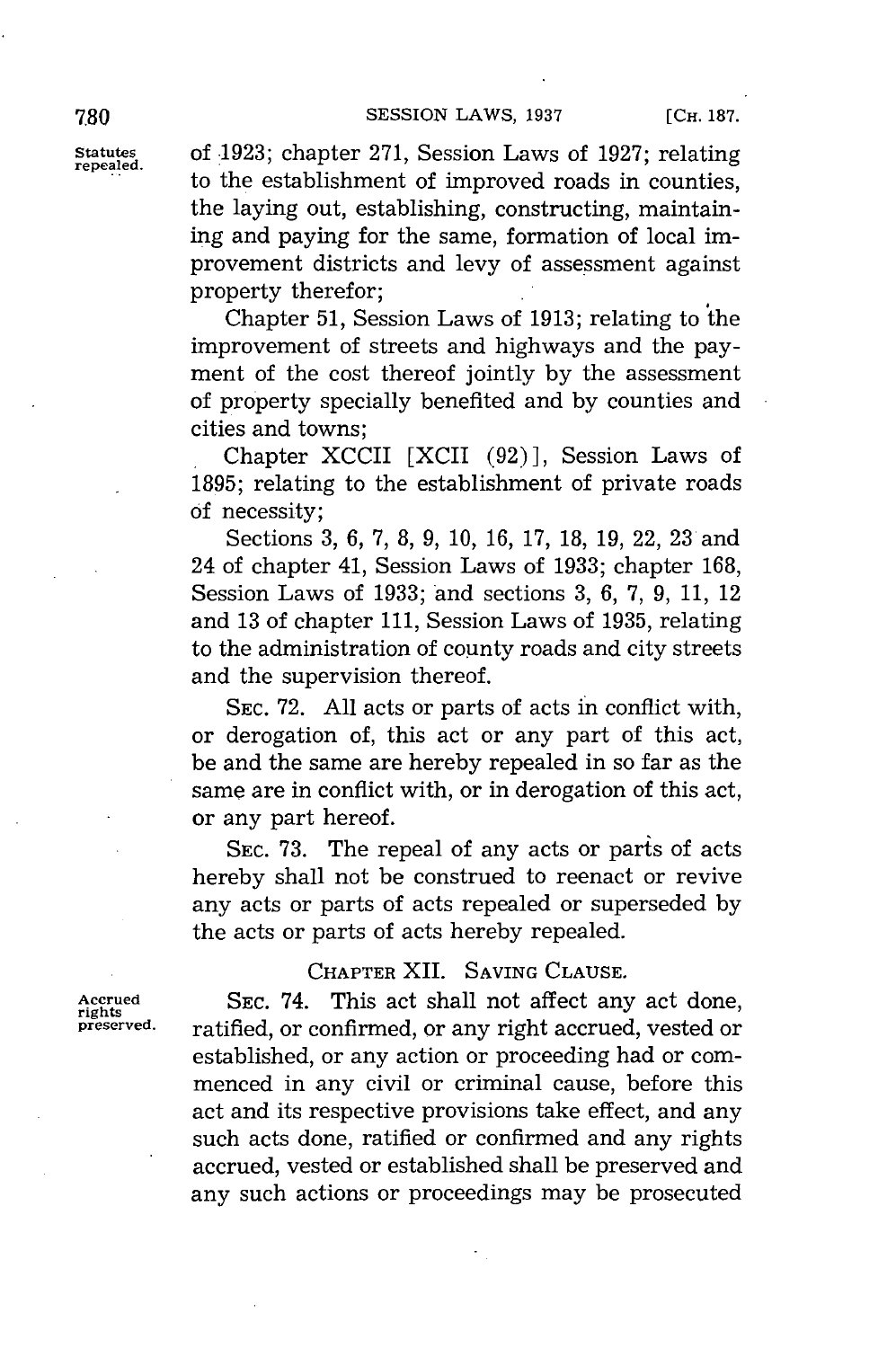of 1923; chapter 271, Session Laws of 1927; relating to the establishment of improved roads in counties, the laying out, establishing, constructing, maintaining and paying for the same, formation of local improvement districts and levy of assessment against property therefor;

Chapter 51, Session Laws of 1913; relating to the improvement of streets and highways and the payment of the cost thereof jointly by the assessment of property specially benefited and by counties and cities and towns;

Chapter XCCII [XCII (92)], Session Laws of 1895; relating to the establishment of private roads of necessity;

Sections 3, 6, 7, 8, 9, 10, 16, 17, 18, 19, 22, 23 and 24 of chapter 41, Session Laws of 1933; chapter 168, Session Laws of 1933; and sections 3, 6, 7, 9, 11, 12 and 13 of chapter 111, Session Laws of 1935, relating to the administration of county roads and city streets and the supervision thereof.

SEC. 72. All acts or parts of acts in conflict with, or derogation of, this act or any part of this act, be and the same are hereby repealed in so far as the same are in conflict with, or in derogation of this act, or any part hereof.

SEC. 73. The repeal of any acts or parts of acts hereby shall not be construed to reenact or revive any acts or parts of acts repealed or superseded by the acts or parts of acts hereby repealed.

## CHAPTER XII. SAVING CLAUSE.

SEC. 74. This act shall not affect any act done, ratified, or confirmed, or any right accrued, vested or established, or any action or proceeding had or commenced in any civil or criminal cause, before this act and its respective provisions take effect, and any such acts done, ratified or confirmed and any rights accrued, vested or established shall be preserved and any such actions or proceedings may be prosecuted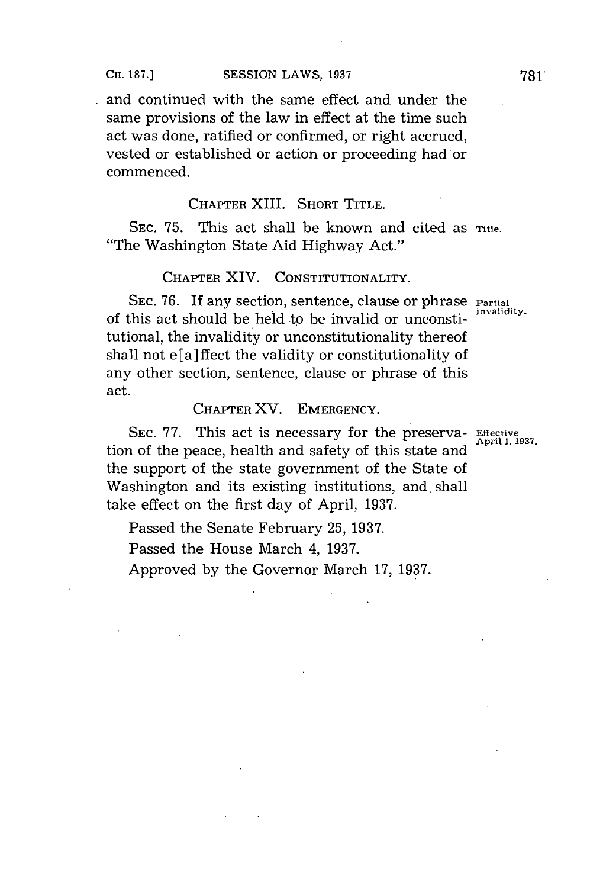and continued with the same effect and under the same provisions of the law in effect at the time such act was done, ratified or confirmed, or right accrued, vested or established or action or proceeding had or commenced.

## CHAPTER XIII. SHORT TITLE.

SEC. 75. This act shall be known and cited as "The Washington State Aid Highway Act." Title.

## CHAPTER XIV. CONSTITUTIONALITY.

SEC. 76. If any section, sentence, clause or phrase of this act should be held to be invalid or unconstitutional, the invalidity or unconstitutionality thereof shall not e[a]ffect the validity or constitutionality of any other section, sentence, clause or phrase of this act. Partial invalidity.

## CHAPTER XV. EMERGENCY.

SEC. 77. This act is necessary for the preservation of the peace, health and safety of this state and the support of the state government of the State of Washington and its existing institutions, and shall take effect on the first day of April, 1937. Effective April 1, 1937.

Passed the Senate February 25, 1937.

Passed the House March 4, 1937.

Approved by the Governor March 17, 1937.